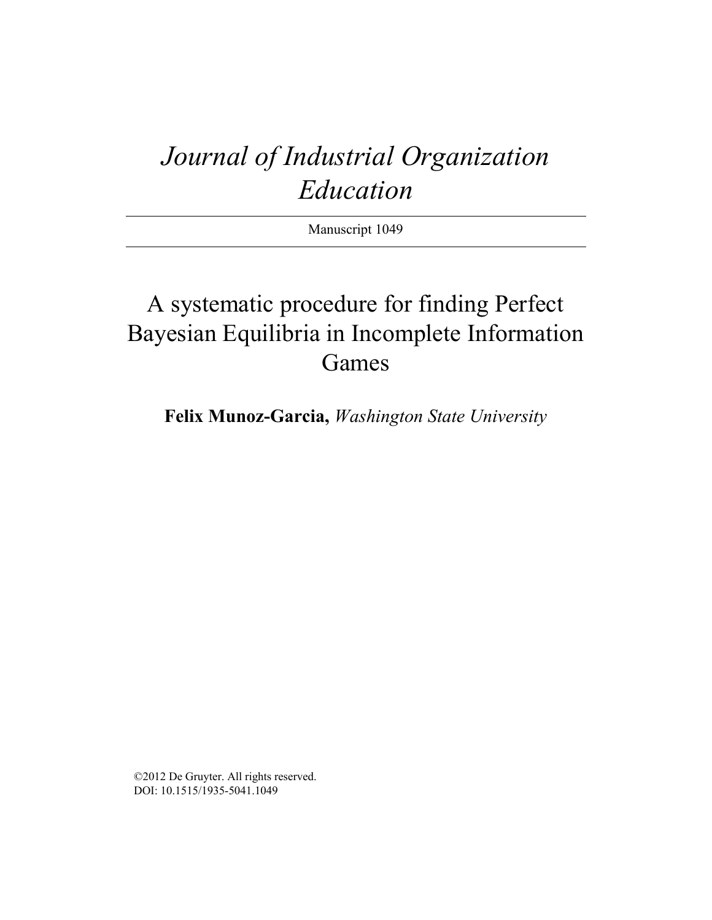# *Journal of Industrial Organization Education*

Manuscript 1049

## A systematic procedure for finding Perfect Bayesian Equilibria in Incomplete Information Games

**Felix Munoz-Garcia,** *Washington State University*

©2012 De Gruyter. All rights reserved.
DOI: 10.1515/1935-5041.1049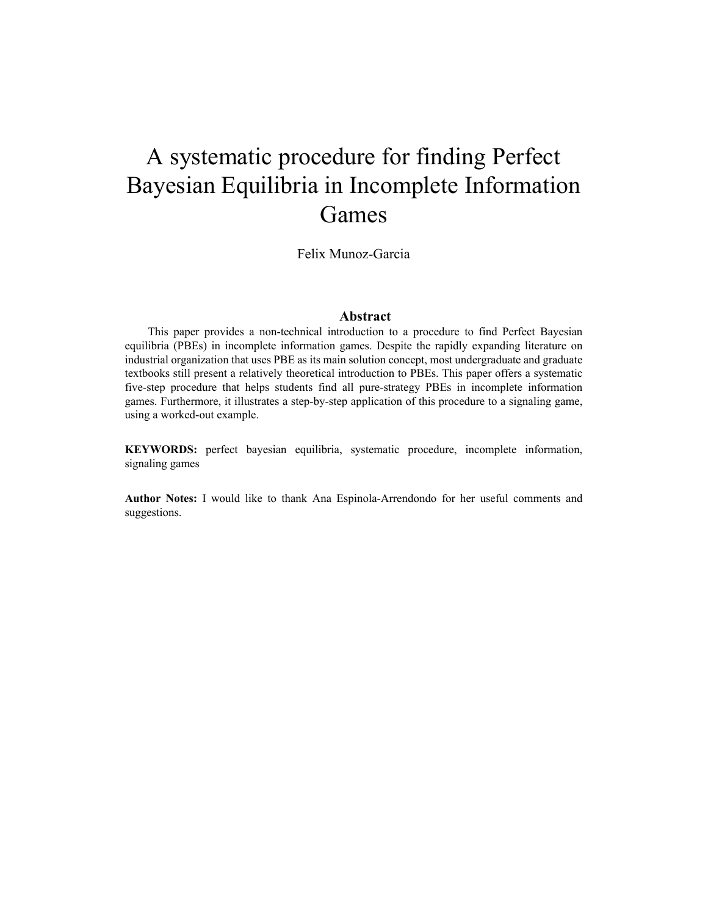# A systematic procedure for finding Perfect Bayesian Equilibria in Incomplete Information Games

Felix Munoz-Garcia

## Abstract

This paper provides a non-technical introduction to a procedure to find Perfect Bayesian equilibria (PBEs) in incomplete information games. Despite the rapidly expanding literature on industrial organization that uses PBE as its main solution concept, most undergraduate and graduate textbooks still present a relatively theoretical introduction to PBEs. This paper offers a systematic five-step procedure that helps students find all pure-strategy PBEs in incomplete information games. Furthermore, it illustrates a step-by-step application of this procedure to a signaling game, using a worked-out example.

**KEYWORDS:** perfect bayesian equilibria, systematic procedure, incomplete information, signaling games

**Author Notes:** I would like to thank Ana Espinola-Arrendondo for her useful comments and suggestions.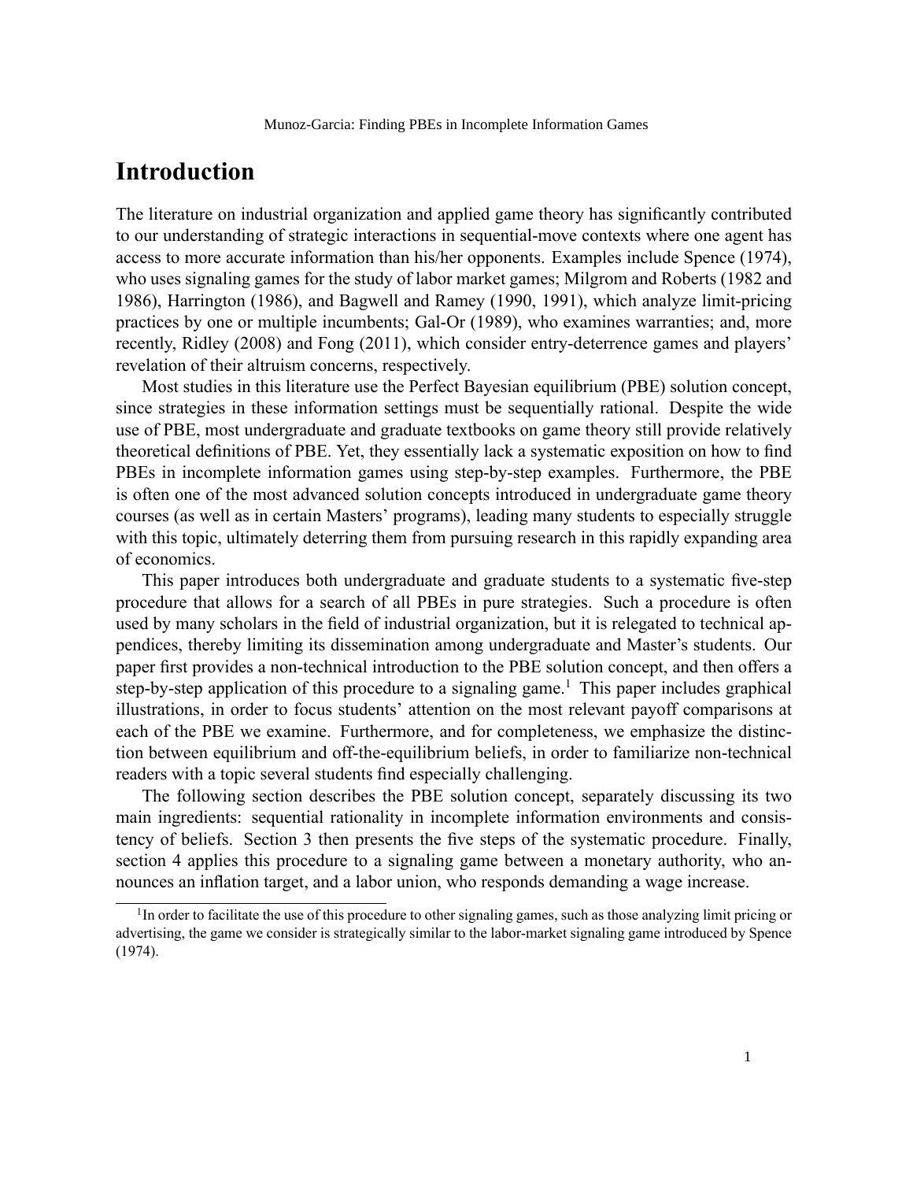# Introduction

The literature on industrial organization and applied game theory has significantly contributed to our understanding of strategic interactions in sequential-move contexts where one agent has access to more accurate information than his/her opponents. Examples include Spence (1974), who uses signaling games for the study of labor market games; Milgrom and Roberts (1982 and 1986), Harrington (1986), and Bagwell and Ramey (1990, 1991), which analyze limit-pricing practices by one or multiple incumbents; Gal-Or (1989), who examines warranties; and, more recently, Ridley (2008) and Fong (2011), which consider entry-deterrence games and players' revelation of their altruism concerns, respectively.

Most studies in this literature use the Perfect Bayesian equilibrium (PBE) solution concept, since strategies in these information settings must be sequentially rational. Despite the wide use of PBE, most undergraduate and graduate textbooks on game theory still provide relatively theoretical definitions of PBE. Yet, they essentially lack a systematic exposition on how to find PBEs in incomplete information games using step-by-step examples. Furthermore, the PBE is often one of the most advanced solution concepts introduced in undergraduate game theory courses (as well as in certain Masters' programs), leading many students to especially struggle with this topic, ultimately deterring them from pursuing research in this rapidly expanding area of economics.

This paper introduces both undergraduate and graduate students to a systematic five-step procedure that allows for a search of all PBEs in pure strategies. Such a procedure is often used by many scholars in the field of industrial organization, but it is relegated to technical appendices, thereby limiting its dissemination among undergraduate and Master's students. Our paper first provides a non-technical introduction to the PBE solution concept, and then offers a step-by-step application of this procedure to a signaling game.[1] This paper includes graphical illustrations, in order to focus students' attention on the most relevant payoff comparisons at each of the PBE we examine. Furthermore, and for completeness, we emphasize the distinction between equilibrium and off-the-equilibrium beliefs, in order to familiarize non-technical readers with a topic several students find especially challenging.

The following section describes the PBE solution concept, separately discussing its two main ingredients: sequential rationality in incomplete information environments and consistency of beliefs. Section 3 then presents the five steps of the systematic procedure. Finally, section 4 applies this procedure to a signaling game between a monetary authority, who announces an inflation target, and a labor union, who responds demanding a wage increase.

[1] In order to facilitate the use of this procedure to other signaling games, such as those analyzing limit pricing or advertising, the game we consider is strategically similar to the labor-market signaling game introduced by Spence (1974).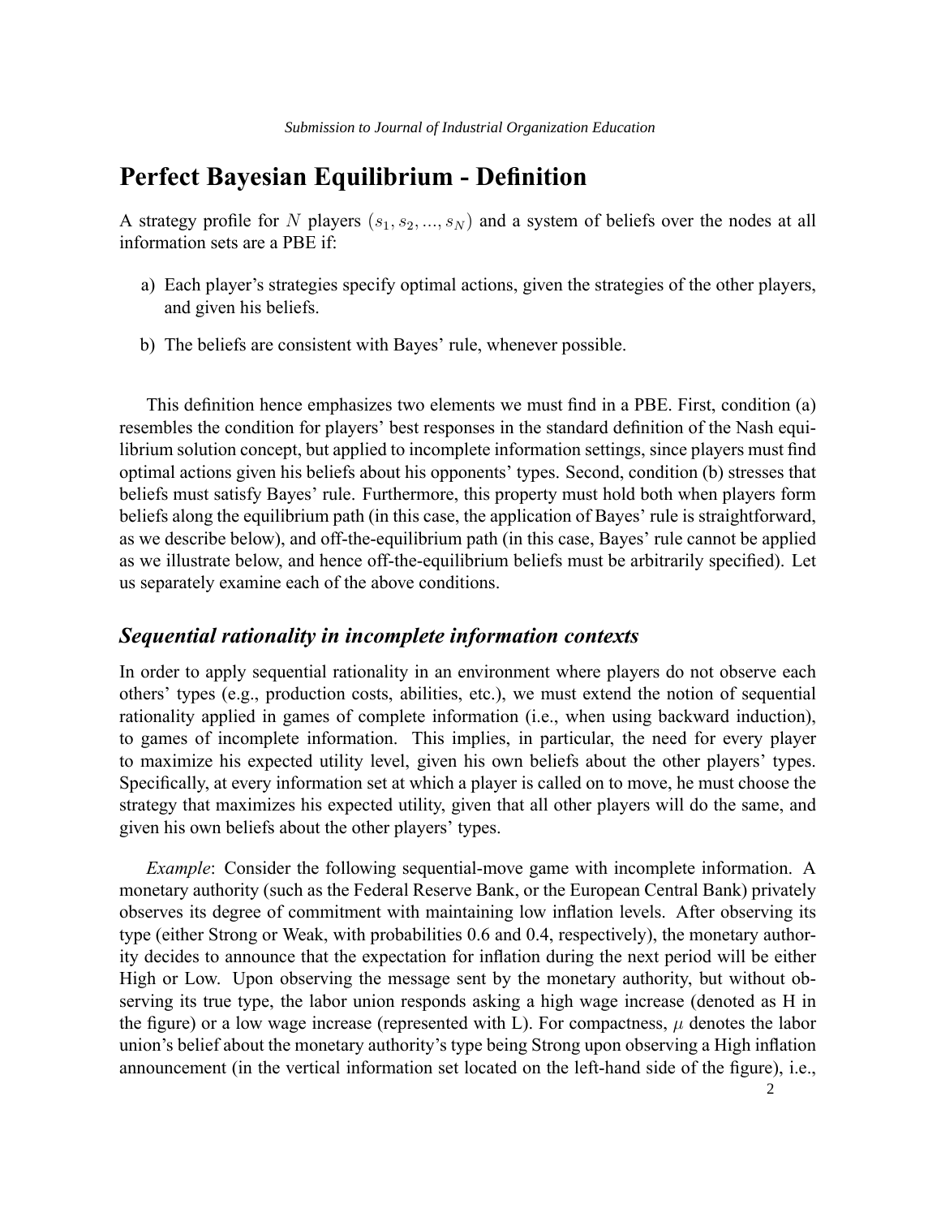# Perfect Bayesian Equilibrium - Definition

A strategy profile for $N$ players $(s_1, s_2, ..., s_N)$ and a system of beliefs over the nodes at all information sets are a PBE if:

a) Each player's strategies specify optimal actions, given the strategies of the other players, and given his beliefs.

b) The beliefs are consistent with Bayes' rule, whenever possible.

This definition hence emphasizes two elements we must find in a PBE. First, condition (a) resembles the condition for players' best responses in the standard definition of the Nash equilibrium solution concept, but applied to incomplete information settings, since players must find optimal actions given his beliefs about his opponents' types. Second, condition (b) stresses that beliefs must satisfy Bayes' rule. Furthermore, this property must hold both when players form beliefs along the equilibrium path (in this case, the application of Bayes' rule is straightforward, as we describe below), and off-the-equilibrium path (in this case, Bayes' rule cannot be applied as we illustrate below, and hence off-the-equilibrium beliefs must be arbitrarily specified). Let us separately examine each of the above conditions.

## *Sequential rationality in incomplete information contexts*

In order to apply sequential rationality in an environment where players do not observe each others' types (e.g., production costs, abilities, etc.), we must extend the notion of sequential rationality applied in games of complete information (i.e., when using backward induction), to games of incomplete information. This implies, in particular, the need for every player to maximize his expected utility level, given his own beliefs about the other players' types. Specifically, at every information set at which a player is called on to move, he must choose the strategy that maximizes his expected utility, given that all other players will do the same, and given his own beliefs about the other players' types.

*Example*: Consider the following sequential-move game with incomplete information. A monetary authority (such as the Federal Reserve Bank, or the European Central Bank) privately observes its degree of commitment with maintaining low inflation levels. After observing its type (either Strong or Weak, with probabilities 0.6 and 0.4, respectively), the monetary authority decides to announce that the expectation for inflation during the next period will be either High or Low. Upon observing the message sent by the monetary authority, but without observing its true type, the labor union responds asking a high wage increase (denoted as H in the figure) or a low wage increase (represented with L). For compactness, $\mu$ denotes the labor union's belief about the monetary authority's type being Strong upon observing a High inflation announcement (in the vertical information set located on the left-hand side of the figure), i.e.,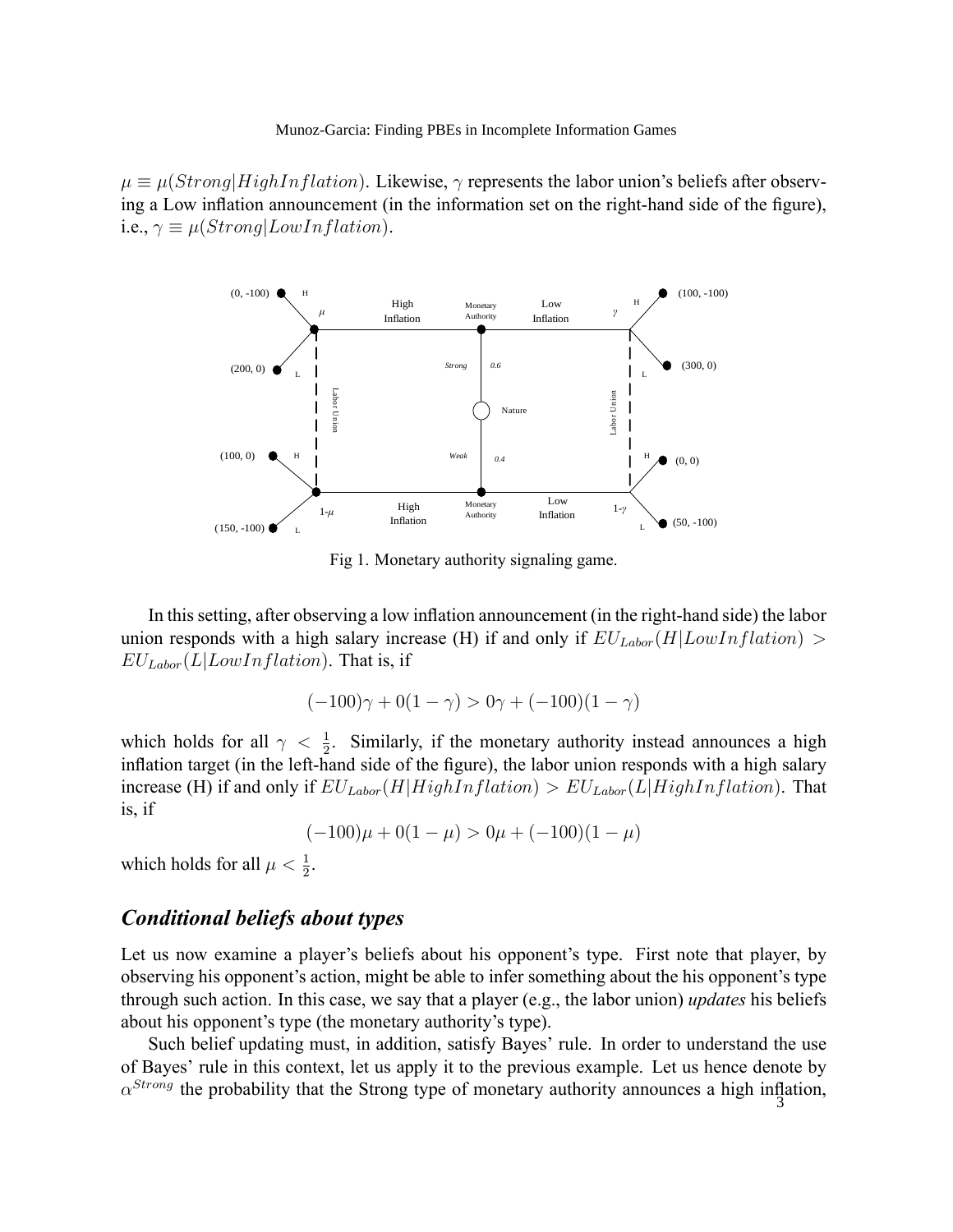$\mu \equiv \mu(Strong|HighInflation)$. Likewise, $\gamma$ represents the labor union's beliefs after observing a Low inflation announcement (in the information set on the right-hand side of the figure), i.e., $\gamma \equiv \mu(Strong|LowInflation)$.

Fig 1. Monetary authority signaling game.

In this setting, after observing a low inflation announcement (in the right-hand side) the labor union responds with a high salary increase (H) if and only if $EU_{Labor}(H|LowInflation) > EU_{Labor}(L|LowInflation)$. That is, if

$$(-100)\gamma + 0(1-\gamma) > 0\gamma + (-100)(1-\gamma)$$

which holds for all $\gamma < \frac{1}{2}$. Similarly, if the monetary authority instead announces a high inflation target (in the left-hand side of the figure), the labor union responds with a high salary increase (H) if and only if $EU_{Labor}(H|HighInflation) > EU_{Labor}(L|HighInflation)$. That is, if

$$(-100)\mu + 0(1-\mu) > 0\mu + (-100)(1-\mu)$$

which holds for all $\mu < \frac{1}{2}$.

## *Conditional beliefs about types*

Let us now examine a player's beliefs about his opponent's type. First note that player, by observing his opponent's action, might be able to infer something about the his opponent's type through such action. In this case, we say that a player (e.g., the labor union) *updates* his beliefs about his opponent's type (the monetary authority's type).

Such belief updating must, in addition, satisfy Bayes' rule. In order to understand the use of Bayes' rule in this context, let us apply it to the previous example. Let us hence denote by $\alpha^{Strong}$ the probability that the Strong type of monetary authority announces a high inflation,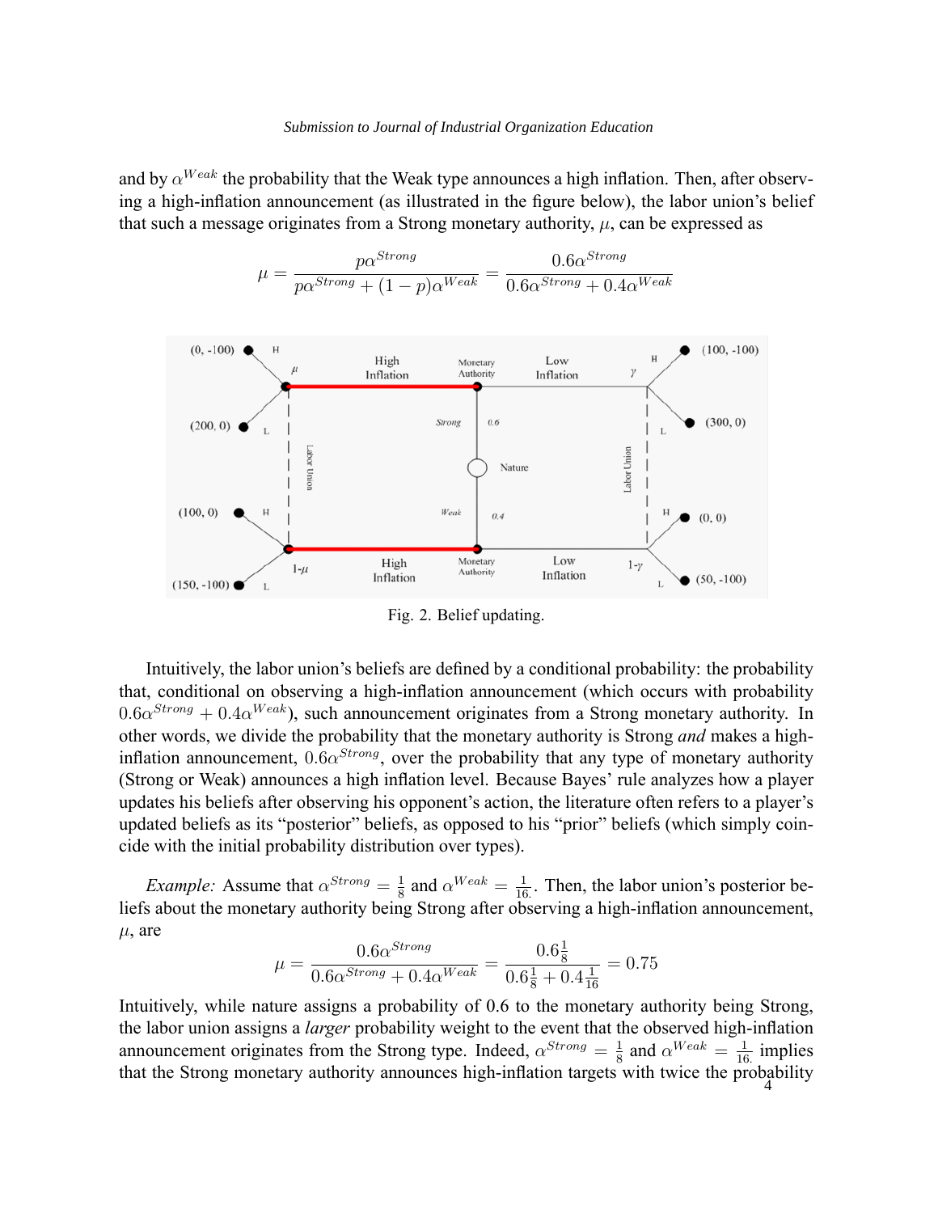and by $\alpha^{Weak}$ the probability that the Weak type announces a high inflation. Then, after observing a high-inflation announcement (as illustrated in the figure below), the labor union's belief that such a message originates from a Strong monetary authority, $\mu$, can be expressed as

$$\mu = \frac{p\alpha^{Strong}}{p\alpha^{Strong} + (1-p)\alpha^{Weak}} = \frac{0.6\alpha^{Strong}}{0.6\alpha^{Strong} + 0.4\alpha^{Weak}}$$

Fig. 2. Belief updating.

Intuitively, the labor union's beliefs are defined by a conditional probability: the probability that, conditional on observing a high-inflation announcement (which occurs with probability $0.6\alpha^{Strong} + 0.4\alpha^{Weak}$), such announcement originates from a Strong monetary authority. In other words, we divide the probability that the monetary authority is Strong *and* makes a high-inflation announcement, $0.6\alpha^{Strong}$, over the probability that any type of monetary authority (Strong or Weak) announces a high inflation level. Because Bayes' rule analyzes how a player updates his beliefs after observing his opponent's action, the literature often refers to a player's updated beliefs as its "posterior" beliefs, as opposed to his "prior" beliefs (which simply coincide with the initial probability distribution over types).

*Example:* Assume that $\alpha^{Strong} = \frac{1}{8}$ and $\alpha^{Weak} = \frac{1}{16}$. Then, the labor union's posterior beliefs about the monetary authority being Strong after observing a high-inflation announcement, $\mu$, are

$$\mu = \frac{0.6\alpha^{Strong}}{0.6\alpha^{Strong} + 0.4\alpha^{Weak}} = \frac{0.6\frac{1}{8}}{0.6\frac{1}{8} + 0.4\frac{1}{16}} = 0.75$$

Intuitively, while nature assigns a probability of 0.6 to the monetary authority being Strong, the labor union assigns a *larger* probability weight to the event that the observed high-inflation announcement originates from the Strong type. Indeed, $\alpha^{Strong} = \frac{1}{8}$ and $\alpha^{Weak} = \frac{1}{16}$ implies that the Strong monetary authority announces high-inflation targets with twice the probability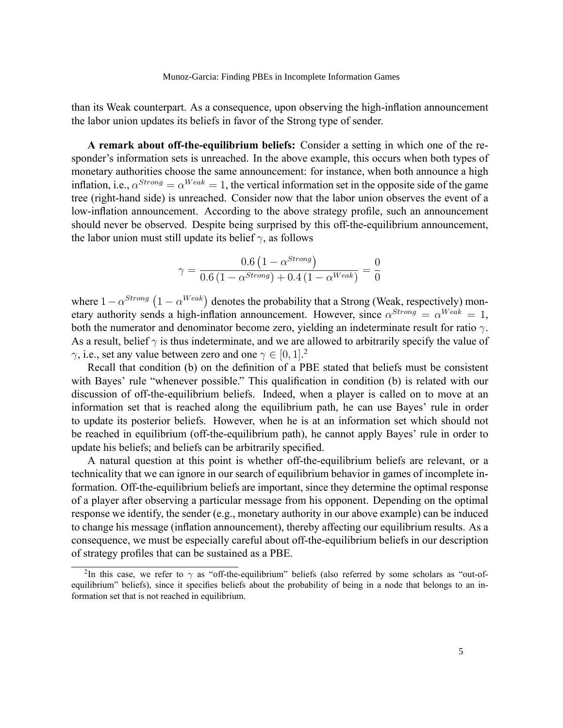than its Weak counterpart. As a consequence, upon observing the high-inflation announcement the labor union updates its beliefs in favor of the Strong type of sender.

**A remark about off-the-equilibrium beliefs:** Consider a setting in which one of the responder's information sets is unreached. In the above example, this occurs when both types of monetary authorities choose the same announcement: for instance, when both announce a high inflation, i.e., $\alpha^{Strong} = \alpha^{Weak} = 1$, the vertical information set in the opposite side of the game tree (right-hand side) is unreached. Consider now that the labor union observes the event of a low-inflation announcement. According to the above strategy profile, such an announcement should never be observed. Despite being surprised by this off-the-equilibrium announcement, the labor union must still update its belief $\gamma$, as follows

$$\gamma = \frac{0.6\left(1-\alpha^{Strong}\right)}{0.6\left(1-\alpha^{Strong}\right)+0.4\left(1-\alpha^{Weak}\right)} = \frac{0}{0}$$

where $1-\alpha^{Strong}$ $\left(1-\alpha^{Weak}\right)$ denotes the probability that a Strong (Weak, respectively) monetary authority sends a high-inflation announcement. However, since $\alpha^{Strong} = \alpha^{Weak} = 1$, both the numerator and denominator become zero, yielding an indeterminate result for ratio $\gamma$. As a result, belief $\gamma$ is thus indeterminate, and we are allowed to arbitrarily specify the value of $\gamma$, i.e., set any value between zero and one $\gamma \in [0, 1]$.[2]

Recall that condition (b) on the definition of a PBE stated that beliefs must be consistent with Bayes' rule "whenever possible." This qualification in condition (b) is related with our discussion of off-the-equilibrium beliefs. Indeed, when a player is called on to move at an information set that is reached along the equilibrium path, he can use Bayes' rule in order to update its posterior beliefs. However, when he is at an information set which should not be reached in equilibrium (off-the-equilibrium path), he cannot apply Bayes' rule in order to update his beliefs; and beliefs can be arbitrarily specified.

A natural question at this point is whether off-the-equilibrium beliefs are relevant, or a technicality that we can ignore in our search of equilibrium behavior in games of incomplete information. Off-the-equilibrium beliefs are important, since they determine the optimal response of a player after observing a particular message from his opponent. Depending on the optimal response we identify, the sender (e.g., monetary authority in our above example) can be induced to change his message (inflation announcement), thereby affecting our equilibrium results. As a consequence, we must be especially careful about off-the-equilibrium beliefs in our description of strategy profiles that can be sustained as a PBE.

[2]In this case, we refer to $\gamma$ as "off-the-equilibrium" beliefs (also referred by some scholars as "out-of-equilibrium" beliefs), since it specifies beliefs about the probability of being in a node that belongs to an information set that is not reached in equilibrium.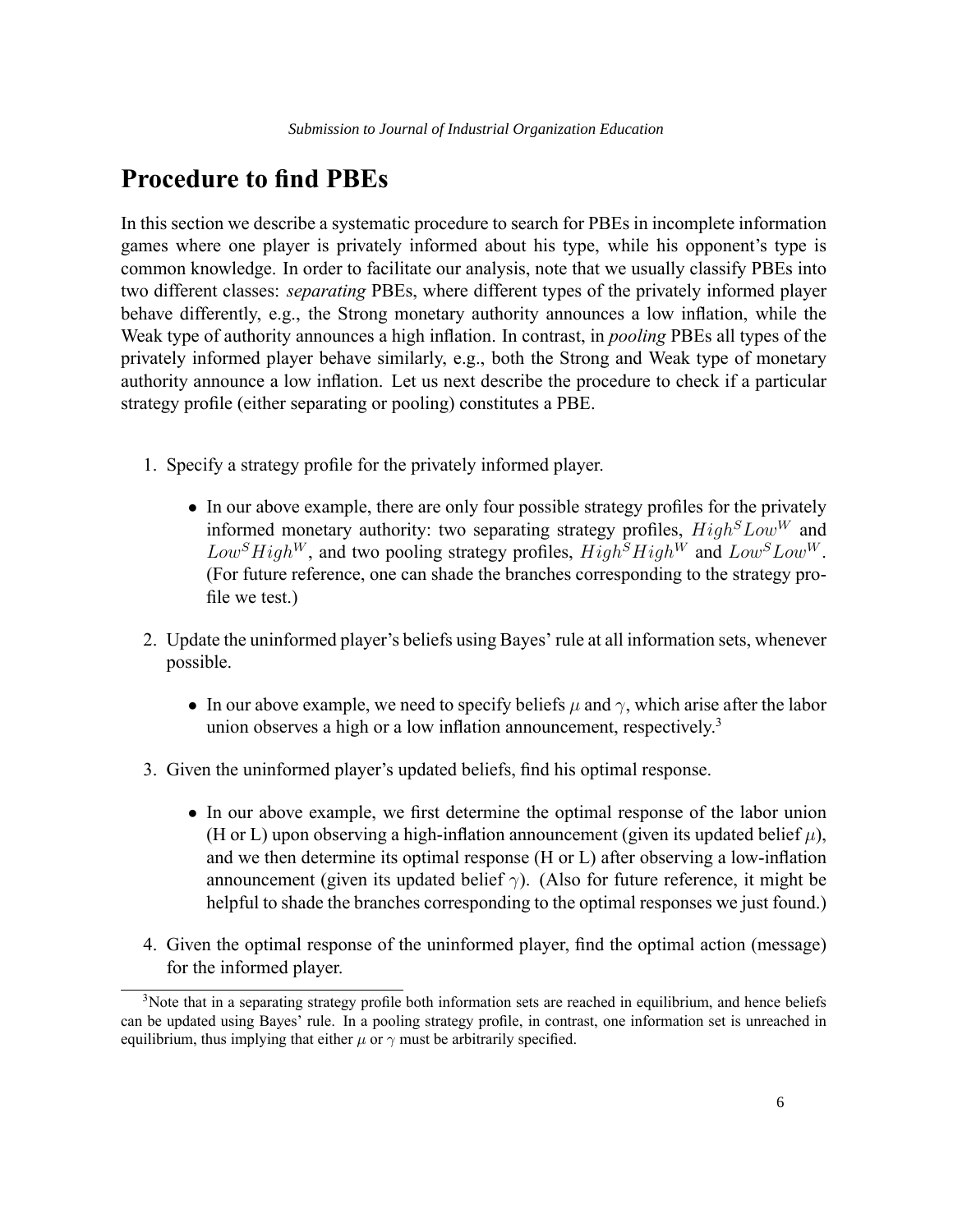# Procedure to find PBEs

In this section we describe a systematic procedure to search for PBEs in incomplete information games where one player is privately informed about his type, while his opponent's type is common knowledge. In order to facilitate our analysis, note that we usually classify PBEs into two different classes: *separating* PBEs, where different types of the privately informed player behave differently, e.g., the Strong monetary authority announces a low inflation, while the Weak type of authority announces a high inflation. In contrast, in *pooling* PBEs all types of the privately informed player behave similarly, e.g., both the Strong and Weak type of monetary authority announce a low inflation. Let us next describe the procedure to check if a particular strategy profile (either separating or pooling) constitutes a PBE.

1. Specify a strategy profile for the privately informed player.

   - In our above example, there are only four possible strategy profiles for the privately informed monetary authority: two separating strategy profiles, $High^S Low^W$ and $Low^S High^W$, and two pooling strategy profiles, $High^S High^W$ and $Low^S Low^W$. (For future reference, one can shade the branches corresponding to the strategy profile we test.)

2. Update the uninformed player's beliefs using Bayes' rule at all information sets, whenever possible.

   - In our above example, we need to specify beliefs $\mu$ and $\gamma$, which arise after the labor union observes a high or a low inflation announcement, respectively.[3]

3. Given the uninformed player's updated beliefs, find his optimal response.

   - In our above example, we first determine the optimal response of the labor union (H or L) upon observing a high-inflation announcement (given its updated belief $\mu$), and we then determine its optimal response (H or L) after observing a low-inflation announcement (given its updated belief $\gamma$). (Also for future reference, it might be helpful to shade the branches corresponding to the optimal responses we just found.)

4. Given the optimal response of the uninformed player, find the optimal action (message) for the informed player.

[3] Note that in a separating strategy profile both information sets are reached in equilibrium, and hence beliefs can be updated using Bayes' rule. In a pooling strategy profile, in contrast, one information set is unreached in equilibrium, thus implying that either $\mu$ or $\gamma$ must be arbitrarily specified.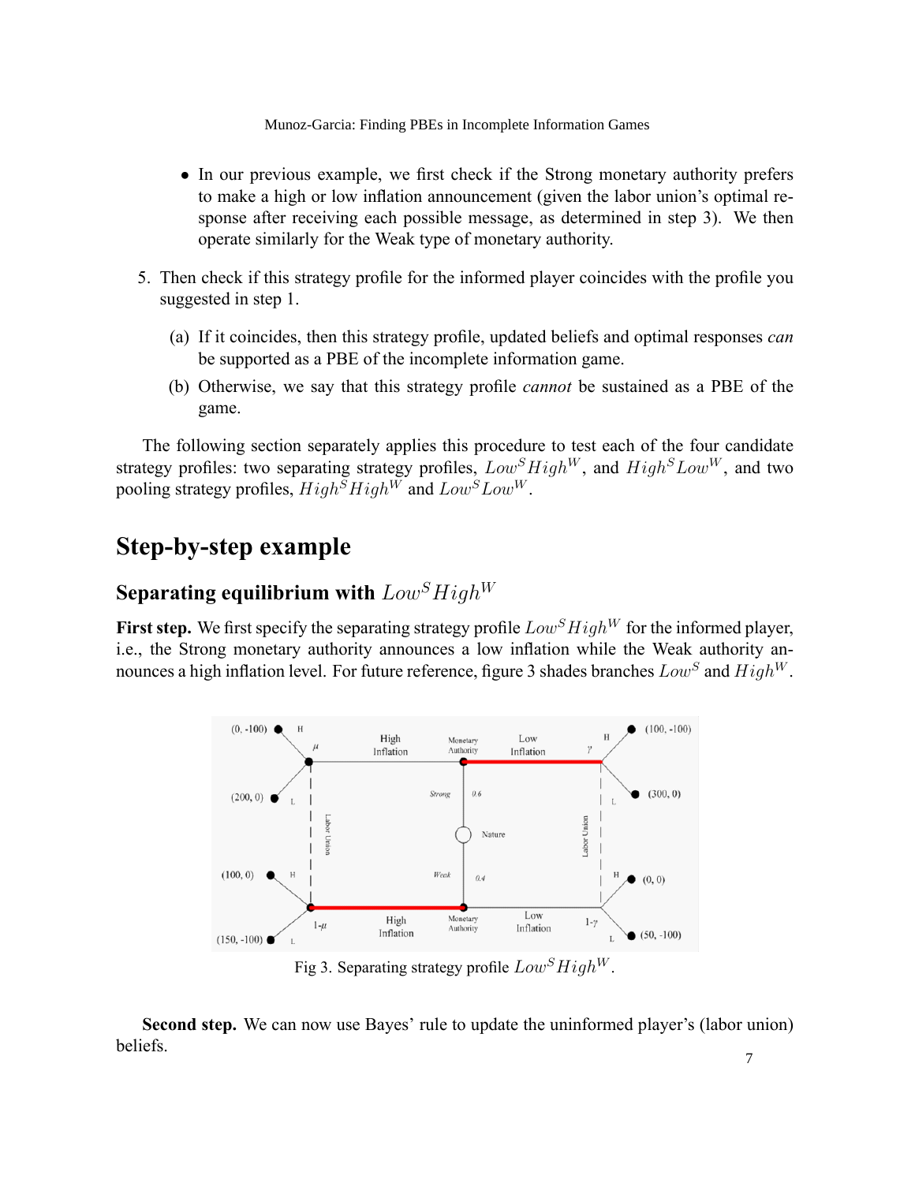- In our previous example, we first check if the Strong monetary authority prefers to make a high or low inflation announcement (given the labor union's optimal response after receiving each possible message, as determined in step 3). We then operate similarly for the Weak type of monetary authority.

5. Then check if this strategy profile for the informed player coincides with the profile you suggested in step 1.

   (a) If it coincides, then this strategy profile, updated beliefs and optimal responses *can* be supported as a PBE of the incomplete information game.

   (b) Otherwise, we say that this strategy profile *cannot* be sustained as a PBE of the game.

The following section separately applies this procedure to test each of the four candidate strategy profiles: two separating strategy profiles, $Low^S High^W$, and $High^S Low^W$, and two pooling strategy profiles, $High^S High^W$ and $Low^S Low^W$.

# Step-by-step example

## Separating equilibrium with $Low^S High^W$

**First step.** We first specify the separating strategy profile $Low^S High^W$ for the informed player, i.e., the Strong monetary authority announces a low inflation while the Weak authority announces a high inflation level. For future reference, figure 3 shades branches $Low^S$ and $High^W$.

Fig 3. Separating strategy profile $Low^S High^W$.

**Second step.** We can now use Bayes' rule to update the uninformed player's (labor union) beliefs.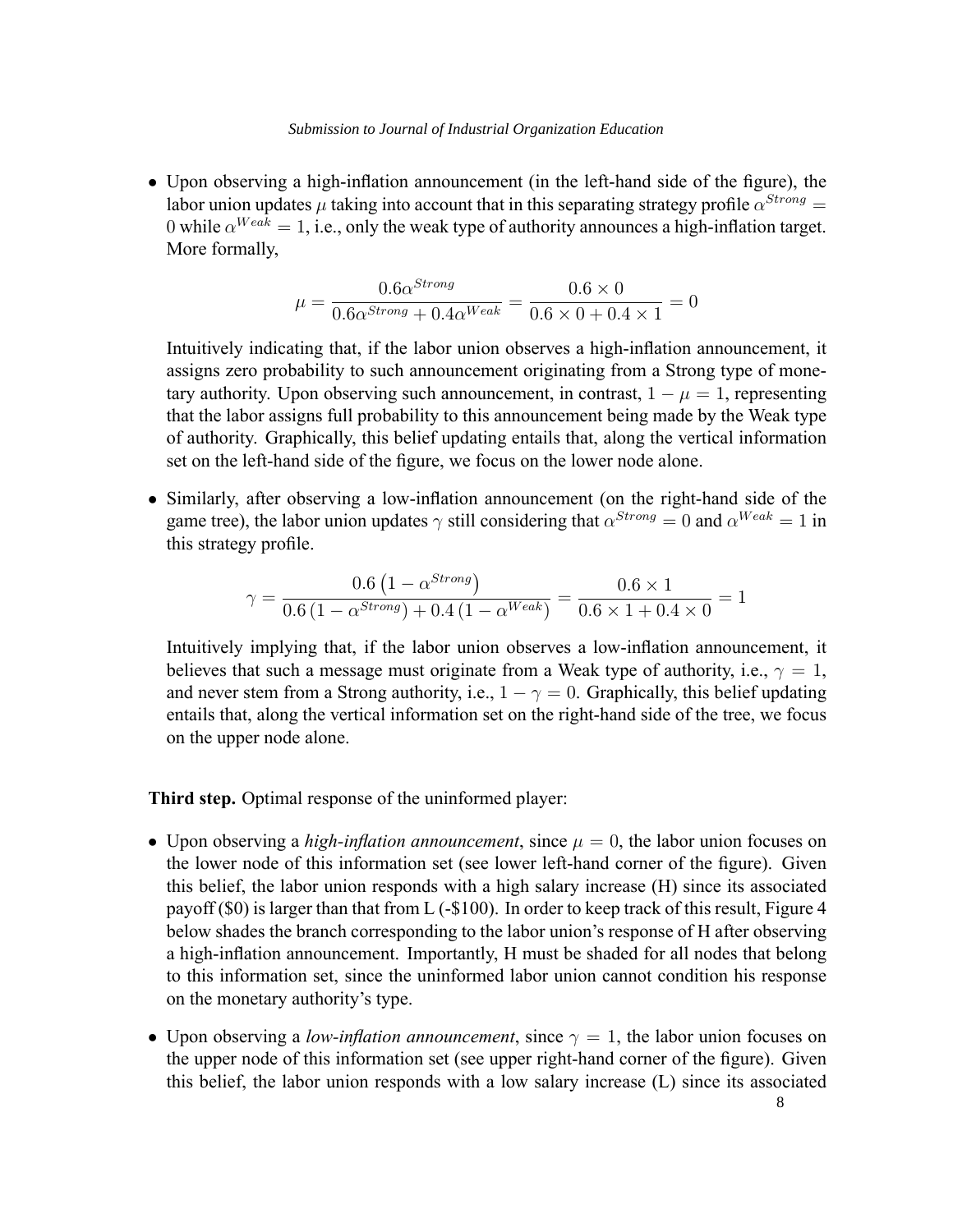- Upon observing a high-inflation announcement (in the left-hand side of the figure), the labor union updates $\mu$ taking into account that in this separating strategy profile $\alpha^{Strong} = 0$ while $\alpha^{Weak} = 1$, i.e., only the weak type of authority announces a high-inflation target. More formally,

$$\mu = \frac{0.6\alpha^{Strong}}{0.6\alpha^{Strong} + 0.4\alpha^{Weak}} = \frac{0.6 \times 0}{0.6 \times 0 + 0.4 \times 1} = 0$$

  Intuitively indicating that, if the labor union observes a high-inflation announcement, it assigns zero probability to such announcement originating from a Strong type of monetary authority. Upon observing such announcement, in contrast, $1 - \mu = 1$, representing that the labor assigns full probability to this announcement being made by the Weak type of authority. Graphically, this belief updating entails that, along the vertical information set on the left-hand side of the figure, we focus on the lower node alone.

- Similarly, after observing a low-inflation announcement (on the right-hand side of the game tree), the labor union updates $\gamma$ still considering that $\alpha^{Strong} = 0$ and $\alpha^{Weak} = 1$ in this strategy profile.

$$\gamma = \frac{0.6\left(1 - \alpha^{Strong}\right)}{0.6\left(1 - \alpha^{Strong}\right) + 0.4\left(1 - \alpha^{Weak}\right)} = \frac{0.6 \times 1}{0.6 \times 1 + 0.4 \times 0} = 1$$

  Intuitively implying that, if the labor union observes a low-inflation announcement, it believes that such a message must originate from a Weak type of authority, i.e., $\gamma = 1$, and never stem from a Strong authority, i.e., $1 - \gamma = 0$. Graphically, this belief updating entails that, along the vertical information set on the right-hand side of the tree, we focus on the upper node alone.

**Third step.** Optimal response of the uninformed player:

- Upon observing a *high-inflation announcement*, since $\mu = 0$, the labor union focuses on the lower node of this information set (see lower left-hand corner of the figure). Given this belief, the labor union responds with a high salary increase (H) since its associated payoff ($0) is larger than that from L (-$100). In order to keep track of this result, Figure 4 below shades the branch corresponding to the labor union's response of H after observing a high-inflation announcement. Importantly, H must be shaded for all nodes that belong to this information set, since the uninformed labor union cannot condition his response on the monetary authority's type.

- Upon observing a *low-inflation announcement*, since $\gamma = 1$, the labor union focuses on the upper node of this information set (see upper right-hand corner of the figure). Given this belief, the labor union responds with a low salary increase (L) since its associated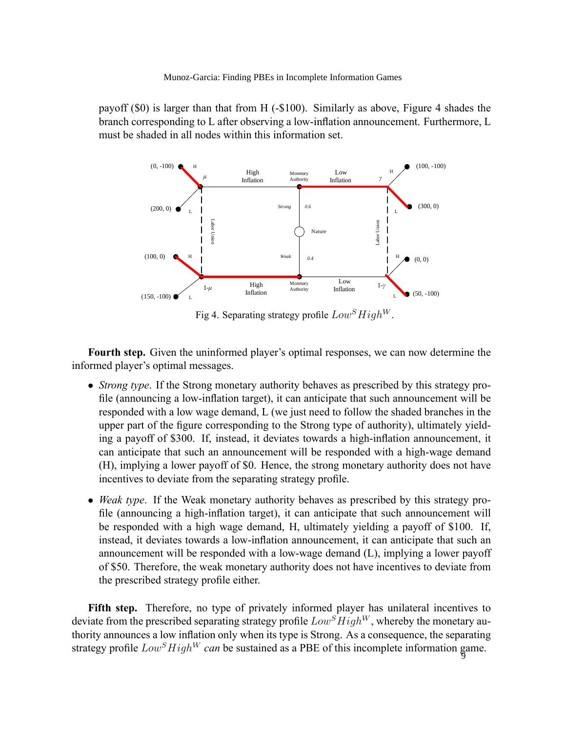payoff ($0) is larger than that from H (-$100). Similarly as above, Figure 4 shades the branch corresponding to L after observing a low-inflation announcement. Furthermore, L must be shaded in all nodes within this information set.

Fig 4. Separating strategy profile $Low^S High^W$.

**Fourth step.** Given the uninformed player's optimal responses, we can now determine the informed player's optimal messages.

- *Strong type*. If the Strong monetary authority behaves as prescribed by this strategy profile (announcing a low-inflation target), it can anticipate that such announcement will be responded with a low wage demand, L (we just need to follow the shaded branches in the upper part of the figure corresponding to the Strong type of authority), ultimately yielding a payoff of $300. If, instead, it deviates towards a high-inflation announcement, it can anticipate that such an announcement will be responded with a high-wage demand (H), implying a lower payoff of $0. Hence, the strong monetary authority does not have incentives to deviate from the separating strategy profile.

- *Weak type*. If the Weak monetary authority behaves as prescribed by this strategy profile (announcing a high-inflation target), it can anticipate that such announcement will be responded with a high wage demand, H, ultimately yielding a payoff of $100. If, instead, it deviates towards a low-inflation announcement, it can anticipate that such an announcement will be responded with a low-wage demand (L), implying a lower payoff of $50. Therefore, the weak monetary authority does not have incentives to deviate from the prescribed strategy profile either.

**Fifth step.** Therefore, no type of privately informed player has unilateral incentives to deviate from the prescribed separating strategy profile $Low^S High^W$, whereby the monetary authority announces a low inflation only when its type is Strong. As a consequence, the separating strategy profile $Low^S High^W$ *can* be sustained as a PBE of this incomplete information game.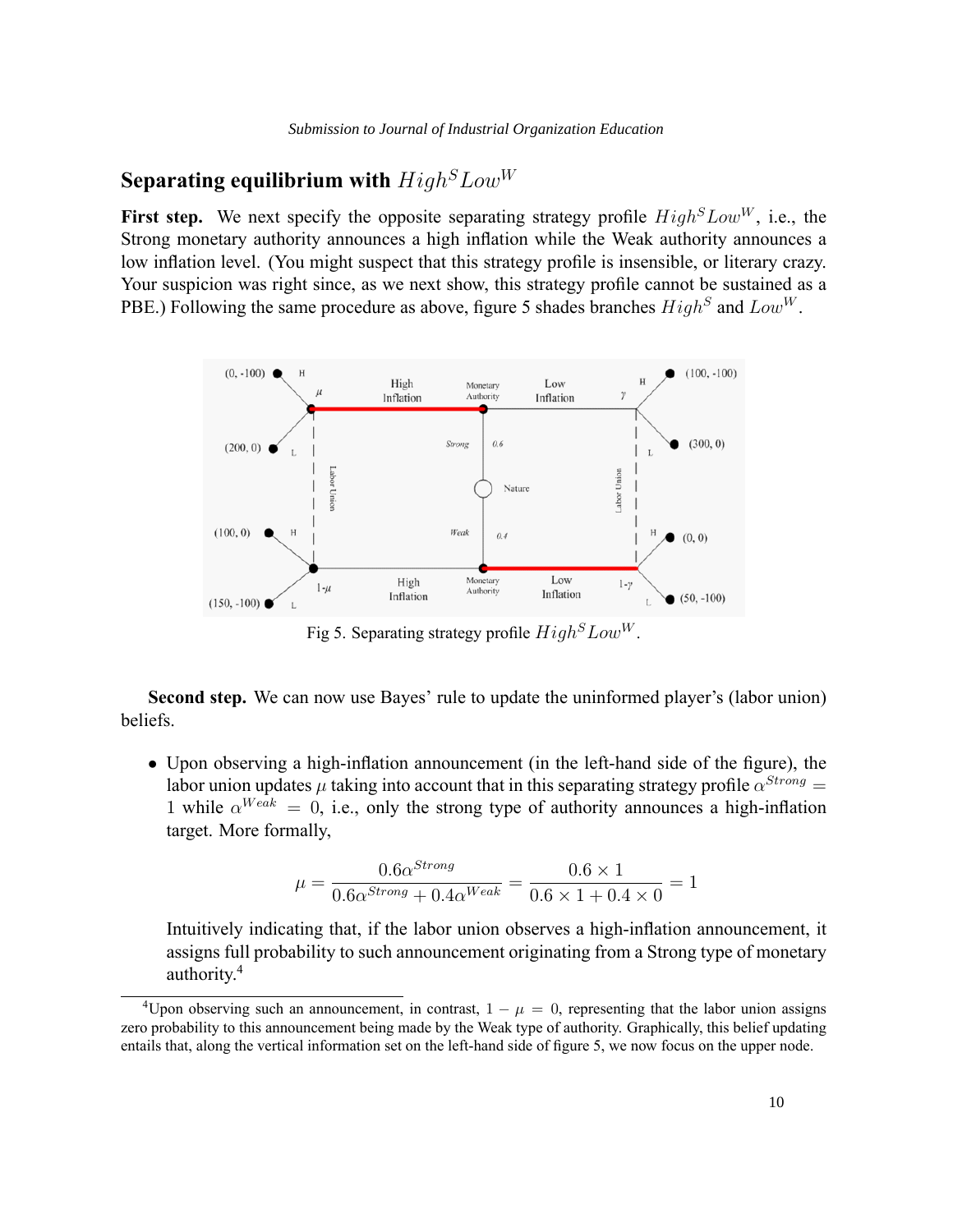## Separating equilibrium with $High^S Low^W$

**First step.** We next specify the opposite separating strategy profile $High^S Low^W$, i.e., the Strong monetary authority announces a high inflation while the Weak authority announces a low inflation level. (You might suspect that this strategy profile is insensible, or literary crazy. Your suspicion was right since, as we next show, this strategy profile cannot be sustained as a PBE.) Following the same procedure as above, figure 5 shades branches $High^S$ and $Low^W$.

Fig 5. Separating strategy profile $High^S Low^W$.

**Second step.** We can now use Bayes' rule to update the uninformed player's (labor union) beliefs.

- Upon observing a high-inflation announcement (in the left-hand side of the figure), the labor union updates $\mu$ taking into account that in this separating strategy profile $\alpha^{Strong} = 1$ while $\alpha^{Weak} = 0$, i.e., only the strong type of authority announces a high-inflation target. More formally,

$$\mu = \frac{0.6\alpha^{Strong}}{0.6\alpha^{Strong} + 0.4\alpha^{Weak}} = \frac{0.6 \times 1}{0.6 \times 1 + 0.4 \times 0} = 1$$

  Intuitively indicating that, if the labor union observes a high-inflation announcement, it assigns full probability to such announcement originating from a Strong type of monetary authority.[4]

[4] Upon observing such an announcement, in contrast, $1 - \mu = 0$, representing that the labor union assigns zero probability to this announcement being made by the Weak type of authority. Graphically, this belief updating entails that, along the vertical information set on the left-hand side of figure 5, we now focus on the upper node.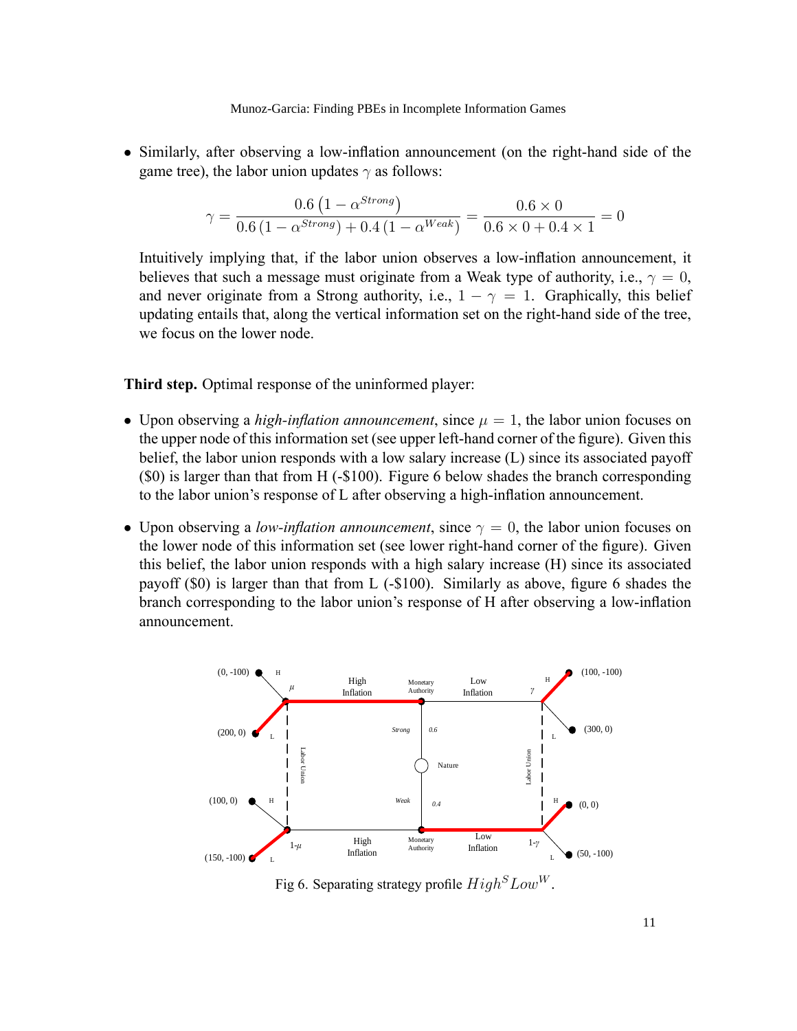- Similarly, after observing a low-inflation announcement (on the right-hand side of the game tree), the labor union updates $\gamma$ as follows:

$$\gamma = \frac{0.6\left(1-\alpha^{Strong}\right)}{0.6\left(1-\alpha^{Strong}\right)+0.4\left(1-\alpha^{Weak}\right)} = \frac{0.6 \times 0}{0.6 \times 0 + 0.4 \times 1} = 0$$

  Intuitively implying that, if the labor union observes a low-inflation announcement, it believes that such a message must originate from a Weak type of authority, i.e., $\gamma = 0$, and never originate from a Strong authority, i.e., $1-\gamma = 1$. Graphically, this belief updating entails that, along the vertical information set on the right-hand side of the tree, we focus on the lower node.

**Third step.** Optimal response of the uninformed player:

- Upon observing a *high-inflation announcement*, since $\mu = 1$, the labor union focuses on the upper node of this information set (see upper left-hand corner of the figure). Given this belief, the labor union responds with a low salary increase (L) since its associated payoff (\$0) is larger than that from H (-\$100). Figure 6 below shades the branch corresponding to the labor union's response of L after observing a high-inflation announcement.

- Upon observing a *low-inflation announcement*, since $\gamma = 0$, the labor union focuses on the lower node of this information set (see lower right-hand corner of the figure). Given this belief, the labor union responds with a high salary increase (H) since its associated payoff (\$0) is larger than that from L (-\$100). Similarly as above, figure 6 shades the branch corresponding to the labor union's response of H after observing a low-inflation announcement.

Fig 6. Separating strategy profile $High^S Low^W$.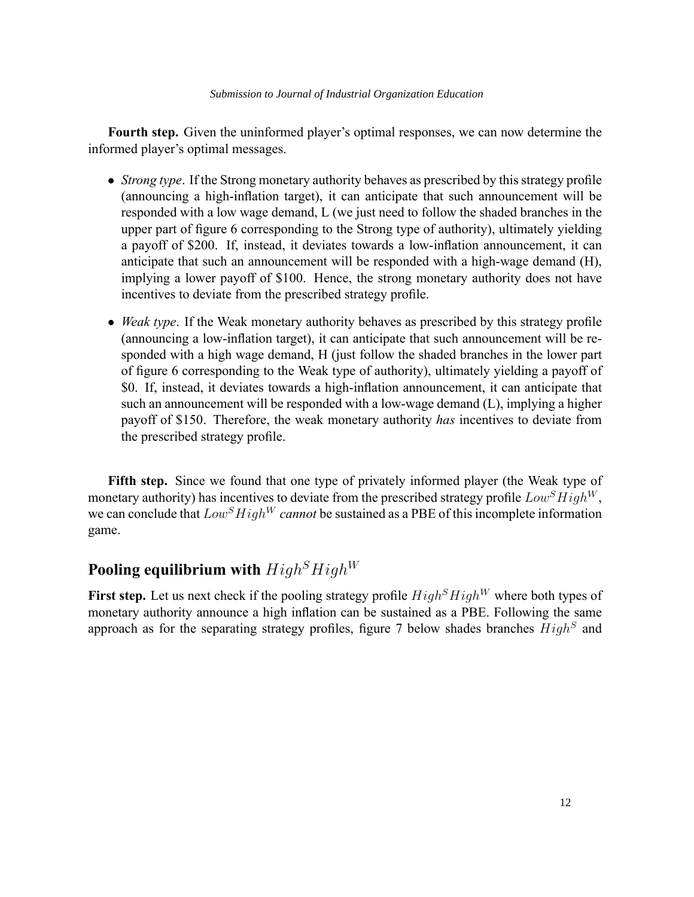**Fourth step.** Given the uninformed player's optimal responses, we can now determine the informed player's optimal messages.

- *Strong type*. If the Strong monetary authority behaves as prescribed by this strategy profile (announcing a high-inflation target), it can anticipate that such announcement will be responded with a low wage demand, L (we just need to follow the shaded branches in the upper part of figure 6 corresponding to the Strong type of authority), ultimately yielding a payoff of \$200. If, instead, it deviates towards a low-inflation announcement, it can anticipate that such an announcement will be responded with a high-wage demand (H), implying a lower payoff of \$100. Hence, the strong monetary authority does not have incentives to deviate from the prescribed strategy profile.
- *Weak type*. If the Weak monetary authority behaves as prescribed by this strategy profile (announcing a low-inflation target), it can anticipate that such announcement will be responded with a high wage demand, H (just follow the shaded branches in the lower part of figure 6 corresponding to the Weak type of authority), ultimately yielding a payoff of \$0. If, instead, it deviates towards a high-inflation announcement, it can anticipate that such an announcement will be responded with a low-wage demand (L), implying a higher payoff of \$150. Therefore, the weak monetary authority *has* incentives to deviate from the prescribed strategy profile.

**Fifth step.** Since we found that one type of privately informed player (the Weak type of monetary authority) has incentives to deviate from the prescribed strategy profile $Low^S High^W$, we can conclude that $Low^S High^W$ *cannot* be sustained as a PBE of this incomplete information game.

## Pooling equilibrium with $High^S High^W$

**First step.** Let us next check if the pooling strategy profile $High^S High^W$ where both types of monetary authority announce a high inflation can be sustained as a PBE. Following the same approach as for the separating strategy profiles, figure 7 below shades branches $High^S$ and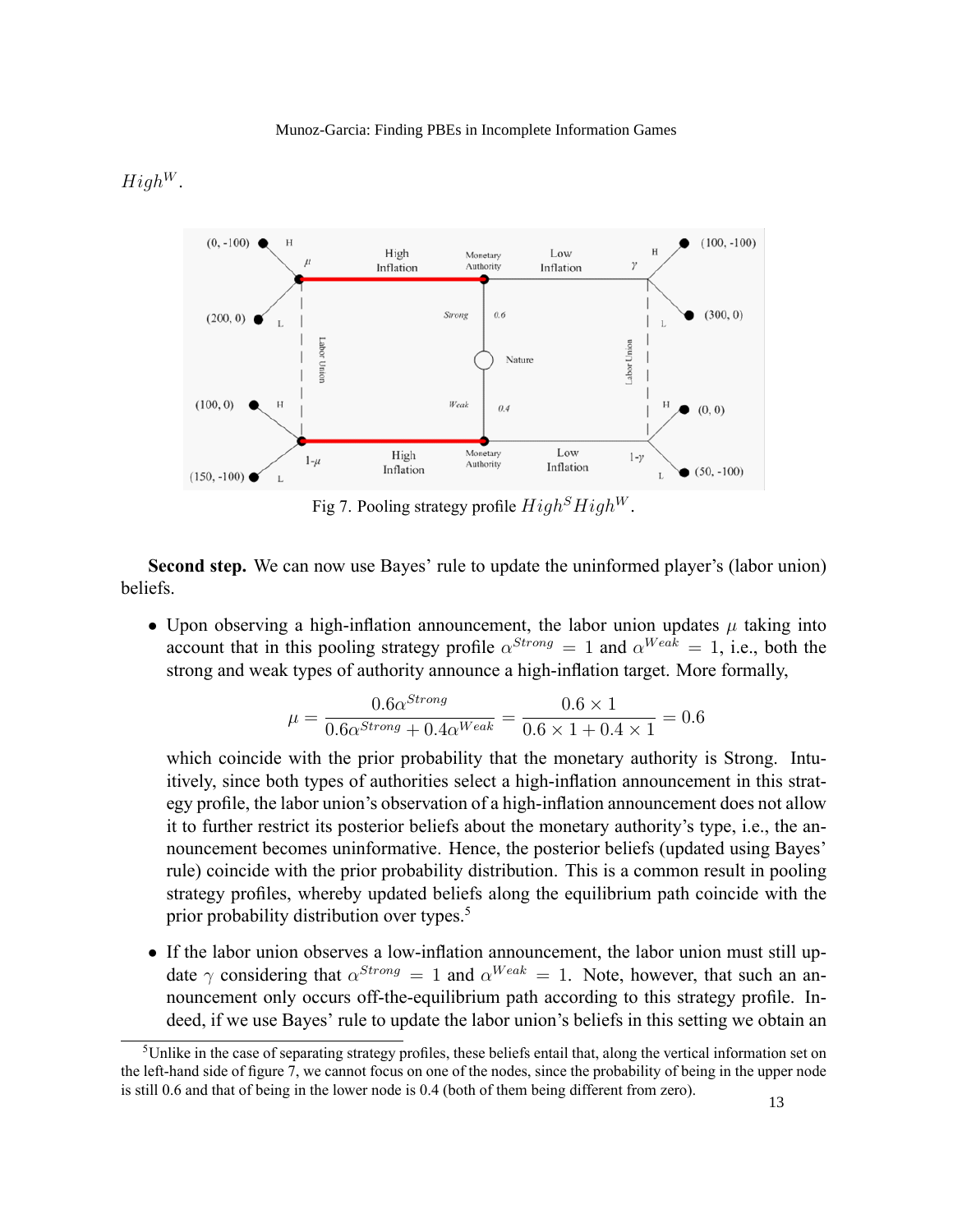$High^W$.

Fig 7. Pooling strategy profile $High^S High^W$.

**Second step.** We can now use Bayes' rule to update the uninformed player's (labor union) beliefs.

- Upon observing a high-inflation announcement, the labor union updates $\mu$ taking into account that in this pooling strategy profile $\alpha^{Strong} = 1$ and $\alpha^{Weak} = 1$, i.e., both the strong and weak types of authority announce a high-inflation target. More formally,

$$\mu = \frac{0.6\alpha^{Strong}}{0.6\alpha^{Strong} + 0.4\alpha^{Weak}} = \frac{0.6 \times 1}{0.6 \times 1 + 0.4 \times 1} = 0.6$$

  which coincide with the prior probability that the monetary authority is Strong. Intuitively, since both types of authorities select a high-inflation announcement in this strategy profile, the labor union's observation of a high-inflation announcement does not allow it to further restrict its posterior beliefs about the monetary authority's type, i.e., the announcement becomes uninformative. Hence, the posterior beliefs (updated using Bayes' rule) coincide with the prior probability distribution. This is a common result in pooling strategy profiles, whereby updated beliefs along the equilibrium path coincide with the prior probability distribution over types.[5]

- If the labor union observes a low-inflation announcement, the labor union must still update $\gamma$ considering that $\alpha^{Strong} = 1$ and $\alpha^{Weak} = 1$. Note, however, that such an announcement only occurs off-the-equilibrium path according to this strategy profile. Indeed, if we use Bayes' rule to update the labor union's beliefs in this setting we obtain an

[5] Unlike in the case of separating strategy profiles, these beliefs entail that, along the vertical information set on the left-hand side of figure 7, we cannot focus on one of the nodes, since the probability of being in the upper node is still 0.6 and that of being in the lower node is 0.4 (both of them being different from zero).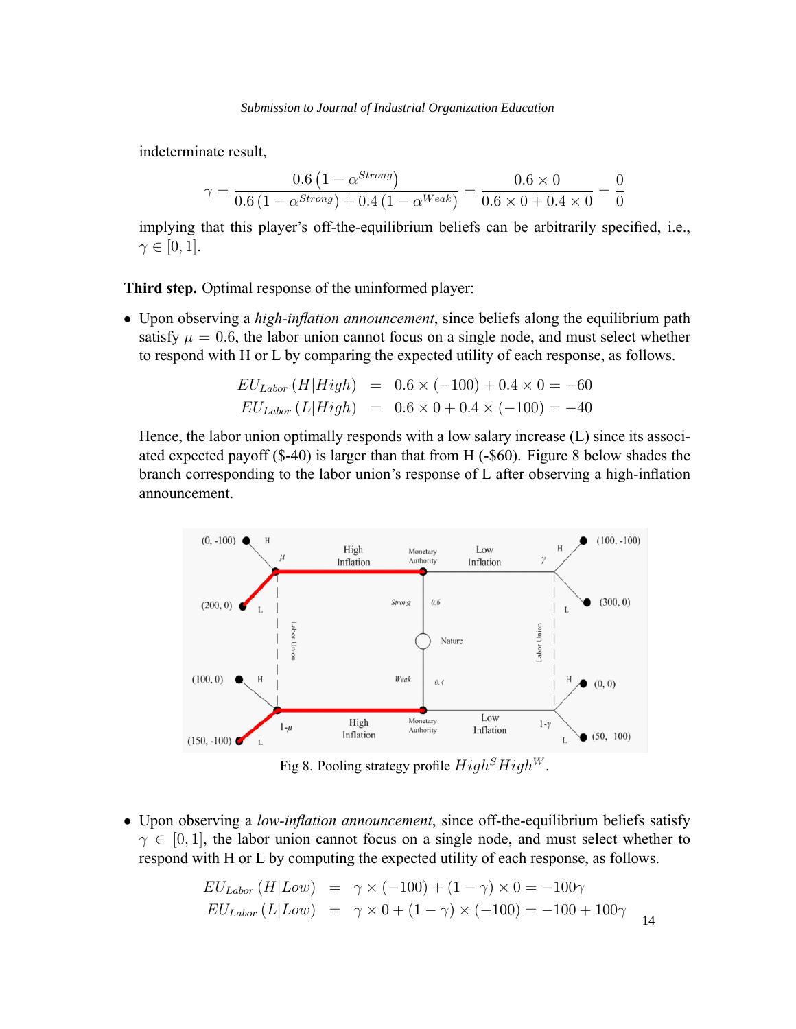indeterminate result,

$$\gamma = \frac{0.6\left(1-\alpha^{Strong}\right)}{0.6\left(1-\alpha^{Strong}\right)+0.4\left(1-\alpha^{Weak}\right)} = \frac{0.6\times 0}{0.6\times 0+0.4\times 0} = \frac{0}{0}$$

implying that this player's off-the-equilibrium beliefs can be arbitrarily specified, i.e., $\gamma \in [0,1]$.

**Third step.** Optimal response of the uninformed player:

- Upon observing a *high-inflation announcement*, since beliefs along the equilibrium path satisfy $\mu = 0.6$, the labor union cannot focus on a single node, and must select whether to respond with H or L by comparing the expected utility of each response, as follows.

$$\begin{aligned} EU_{Labor}\left(H|High\right) &= 0.6\times(-100)+0.4\times 0 = -60 \\ EU_{Labor}\left(L|High\right) &= 0.6\times 0+0.4\times(-100) = -40 \end{aligned}$$

  Hence, the labor union optimally responds with a low salary increase (L) since its associated expected payoff ($-40) is larger than that from H (-$60). Figure 8 below shades the branch corresponding to the labor union's response of L after observing a high-inflation announcement.

Fig 8. Pooling strategy profile $High^S High^W$.

- Upon observing a *low-inflation announcement*, since off-the-equilibrium beliefs satisfy $\gamma \in [0,1]$, the labor union cannot focus on a single node, and must select whether to respond with H or L by computing the expected utility of each response, as follows.

$$\begin{aligned} EU_{Labor}\left(H|Low\right) &= \gamma\times(-100)+(1-\gamma)\times 0 = -100\gamma \\ EU_{Labor}\left(L|Low\right) &= \gamma\times 0+(1-\gamma)\times(-100) = -100+100\gamma \end{aligned}$$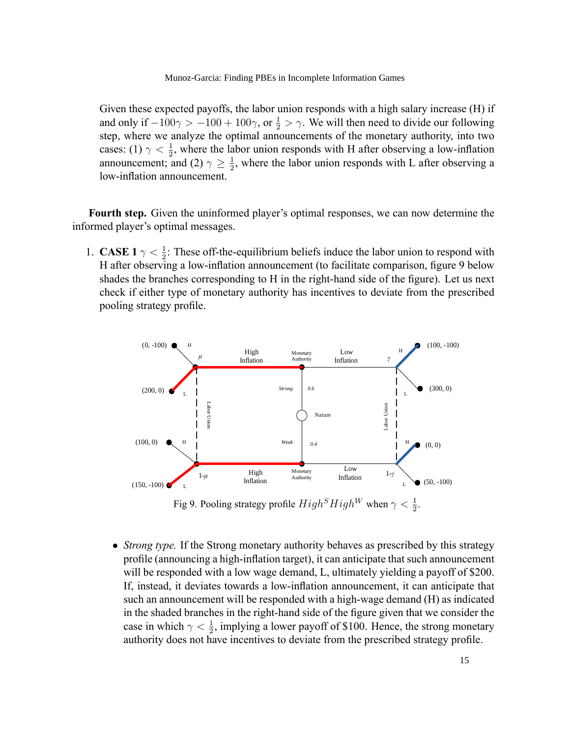Given these expected payoffs, the labor union responds with a high salary increase (H) if and only if $-100\gamma > -100 + 100\gamma$, or $\frac{1}{2} > \gamma$. We will then need to divide our following step, where we analyze the optimal announcements of the monetary authority, into two cases: (1) $\gamma < \frac{1}{2}$, where the labor union responds with H after observing a low-inflation announcement; and (2) $\gamma \geq \frac{1}{2}$, where the labor union responds with L after observing a low-inflation announcement.

**Fourth step.** Given the uninformed player's optimal responses, we can now determine the informed player's optimal messages.

1. **CASE 1** $\gamma < \frac{1}{2}$: These off-the-equilibrium beliefs induce the labor union to respond with H after observing a low-inflation announcement (to facilitate comparison, figure 9 below shades the branches corresponding to H in the right-hand side of the figure). Let us next check if either type of monetary authority has incentives to deviate from the prescribed pooling strategy profile.

Fig 9. Pooling strategy profile $High^S High^W$ when $\gamma < \frac{1}{2}$.

- *Strong type.* If the Strong monetary authority behaves as prescribed by this strategy profile (announcing a high-inflation target), it can anticipate that such announcement will be responded with a low wage demand, L, ultimately yielding a payoff of \$200. If, instead, it deviates towards a low-inflation announcement, it can anticipate that such an announcement will be responded with a high-wage demand (H) as indicated in the shaded branches in the right-hand side of the figure given that we consider the case in which $\gamma < \frac{1}{2}$, implying a lower payoff of \$100. Hence, the strong monetary authority does not have incentives to deviate from the prescribed strategy profile.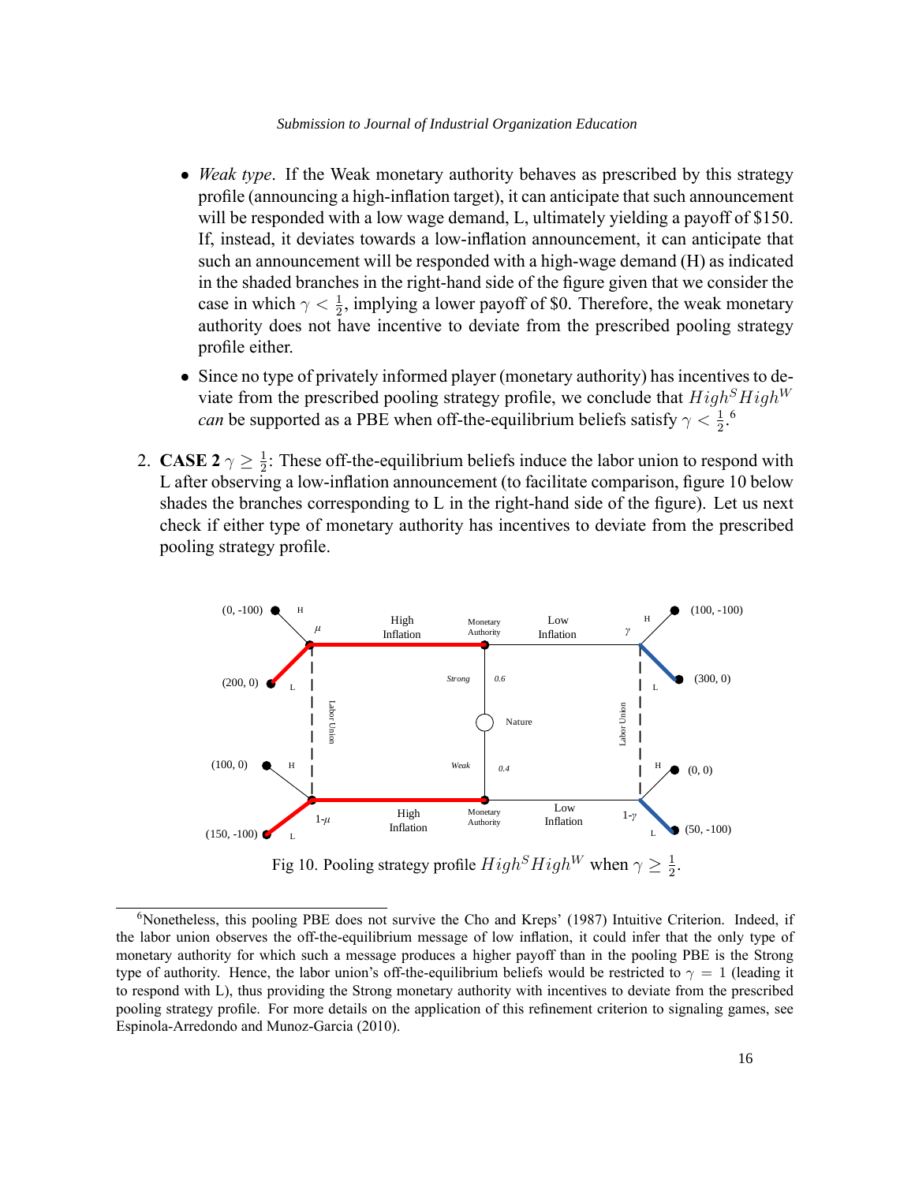- *Weak type*. If the Weak monetary authority behaves as prescribed by this strategy profile (announcing a high-inflation target), it can anticipate that such announcement will be responded with a low wage demand, L, ultimately yielding a payoff of \$150. If, instead, it deviates towards a low-inflation announcement, it can anticipate that such an announcement will be responded with a high-wage demand (H) as indicated in the shaded branches in the right-hand side of the figure given that we consider the case in which $\gamma < \frac{1}{2}$, implying a lower payoff of \$0. Therefore, the weak monetary authority does not have incentive to deviate from the prescribed pooling strategy profile either.
- Since no type of privately informed player (monetary authority) has incentives to deviate from the prescribed pooling strategy profile, we conclude that $High^S High^W$ *can* be supported as a PBE when off-the-equilibrium beliefs satisfy $\gamma < \frac{1}{2}$.[6]

2. **CASE 2** $\gamma \geq \frac{1}{2}$: These off-the-equilibrium beliefs induce the labor union to respond with L after observing a low-inflation announcement (to facilitate comparison, figure 10 below shades the branches corresponding to L in the right-hand side of the figure). Let us next check if either type of monetary authority has incentives to deviate from the prescribed pooling strategy profile.

Fig 10. Pooling strategy profile $High^S High^W$ when $\gamma \geq \frac{1}{2}$.

[6] Nonetheless, this pooling PBE does not survive the Cho and Kreps' (1987) Intuitive Criterion. Indeed, if the labor union observes the off-the-equilibrium message of low inflation, it could infer that the only type of monetary authority for which such a message produces a higher payoff than in the pooling PBE is the Strong type of authority. Hence, the labor union's off-the-equilibrium beliefs would be restricted to $\gamma = 1$ (leading it to respond with L), thus providing the Strong monetary authority with incentives to deviate from the prescribed pooling strategy profile. For more details on the application of this refinement criterion to signaling games, see Espinola-Arredondo and Munoz-Garcia (2010).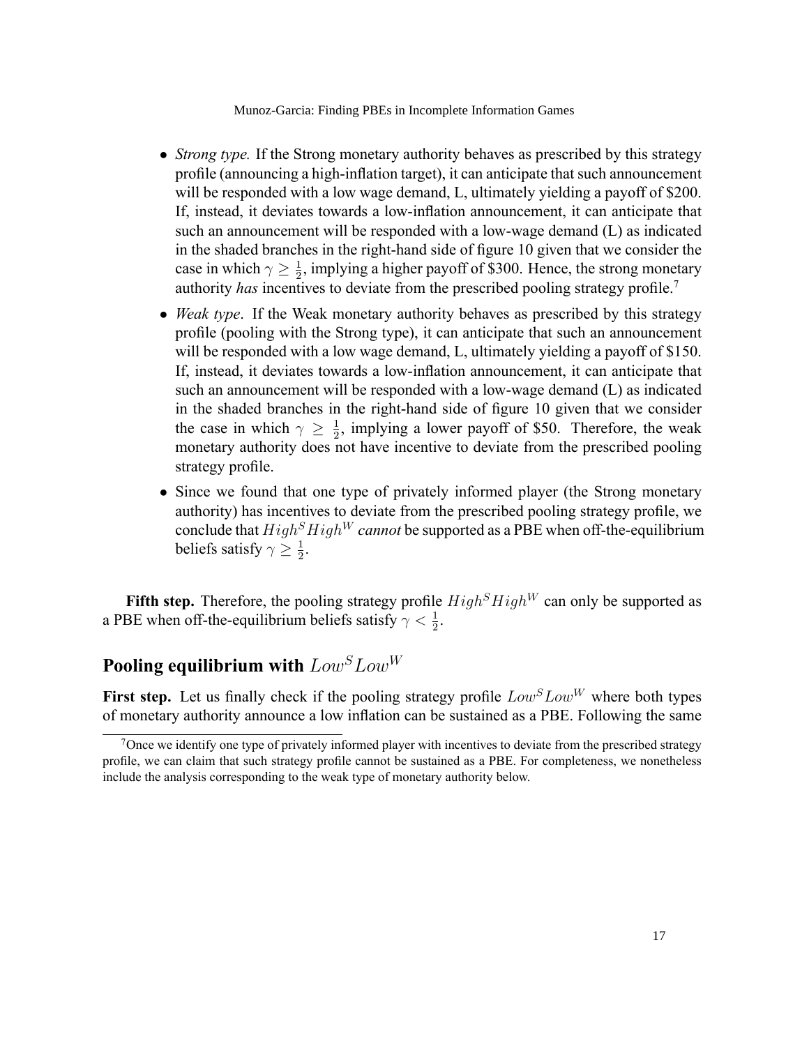- *Strong type.* If the Strong monetary authority behaves as prescribed by this strategy profile (announcing a high-inflation target), it can anticipate that such announcement will be responded with a low wage demand, L, ultimately yielding a payoff of \$200. If, instead, it deviates towards a low-inflation announcement, it can anticipate that such an announcement will be responded with a low-wage demand (L) as indicated in the shaded branches in the right-hand side of figure 10 given that we consider the case in which $\gamma \geq \frac{1}{2}$, implying a higher payoff of \$300. Hence, the strong monetary authority *has* incentives to deviate from the prescribed pooling strategy profile.[7]
- *Weak type*. If the Weak monetary authority behaves as prescribed by this strategy profile (pooling with the Strong type), it can anticipate that such an announcement will be responded with a low wage demand, L, ultimately yielding a payoff of \$150. If, instead, it deviates towards a low-inflation announcement, it can anticipate that such an announcement will be responded with a low-wage demand (L) as indicated in the shaded branches in the right-hand side of figure 10 given that we consider the case in which $\gamma \geq \frac{1}{2}$, implying a lower payoff of \$50. Therefore, the weak monetary authority does not have incentive to deviate from the prescribed pooling strategy profile.
- Since we found that one type of privately informed player (the Strong monetary authority) has incentives to deviate from the prescribed pooling strategy profile, we conclude that $High^S High^W$ *cannot* be supported as a PBE when off-the-equilibrium beliefs satisfy $\gamma \geq \frac{1}{2}$.

**Fifth step.** Therefore, the pooling strategy profile $High^S High^W$ can only be supported as a PBE when off-the-equilibrium beliefs satisfy $\gamma < \frac{1}{2}$.

## Pooling equilibrium with $Low^S Low^W$

**First step.** Let us finally check if the pooling strategy profile $Low^S Low^W$ where both types of monetary authority announce a low inflation can be sustained as a PBE. Following the same

[7] Once we identify one type of privately informed player with incentives to deviate from the prescribed strategy profile, we can claim that such strategy profile cannot be sustained as a PBE. For completeness, we nonetheless include the analysis corresponding to the weak type of monetary authority below.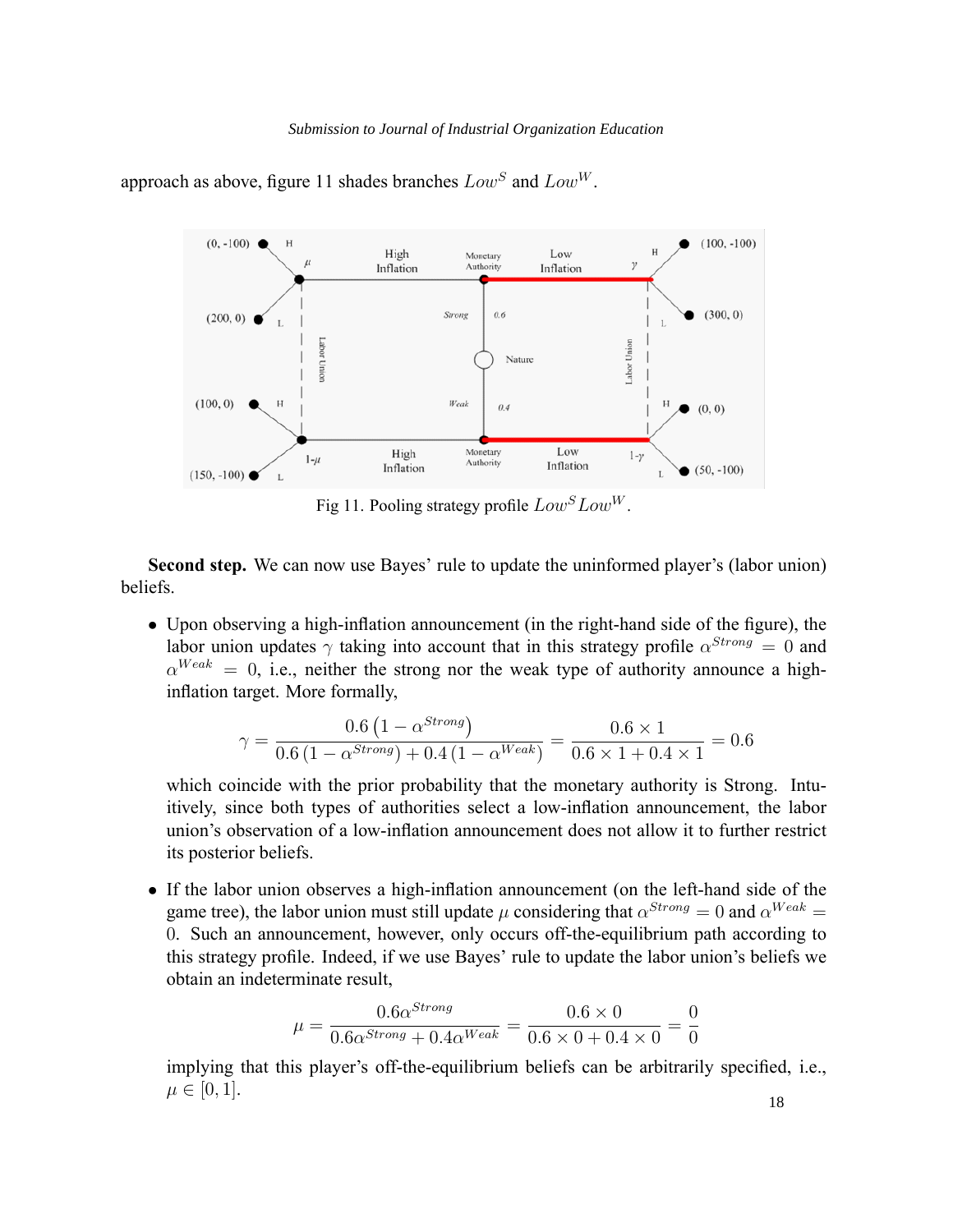approach as above, figure 11 shades branches $Low^S$ and $Low^W$.

Fig 11. Pooling strategy profile $Low^S Low^W$.

**Second step.** We can now use Bayes' rule to update the uninformed player's (labor union) beliefs.

- Upon observing a high-inflation announcement (in the right-hand side of the figure), the labor union updates $\gamma$ taking into account that in this strategy profile $\alpha^{Strong} = 0$ and $\alpha^{Weak} = 0$, i.e., neither the strong nor the weak type of authority announce a high-inflation target. More formally,

$$\gamma = \frac{0.6\left(1-\alpha^{Strong}\right)}{0.6\left(1-\alpha^{Strong}\right)+0.4\left(1-\alpha^{Weak}\right)} = \frac{0.6\times 1}{0.6\times 1+0.4\times 1} = 0.6$$

  which coincide with the prior probability that the monetary authority is Strong. Intuitively, since both types of authorities select a low-inflation announcement, the labor union's observation of a low-inflation announcement does not allow it to further restrict its posterior beliefs.

- If the labor union observes a high-inflation announcement (on the left-hand side of the game tree), the labor union must still update $\mu$ considering that $\alpha^{Strong} = 0$ and $\alpha^{Weak} = 0$. Such an announcement, however, only occurs off-the-equilibrium path according to this strategy profile. Indeed, if we use Bayes' rule to update the labor union's beliefs we obtain an indeterminate result,

$$\mu = \frac{0.6\alpha^{Strong}}{0.6\alpha^{Strong}+0.4\alpha^{Weak}} = \frac{0.6\times 0}{0.6\times 0+0.4\times 0} = \frac{0}{0}$$

  implying that this player's off-the-equilibrium beliefs can be arbitrarily specified, i.e., $\mu \in [0,1]$.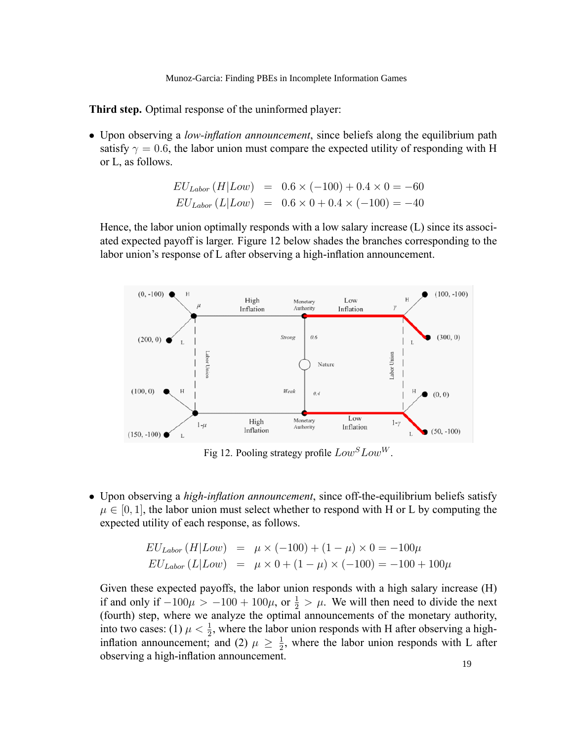**Third step.** Optimal response of the uninformed player:

- Upon observing a *low-inflation announcement*, since beliefs along the equilibrium path satisfy $\gamma = 0.6$, the labor union must compare the expected utility of responding with H or L, as follows.

$$
\begin{aligned}
EU_{Labor}(H|Low) &= 0.6 \times (-100) + 0.4 \times 0 = -60 \\
EU_{Labor}(L|Low) &= 0.6 \times 0 + 0.4 \times (-100) = -40
\end{aligned}
$$

  Hence, the labor union optimally responds with a low salary increase (L) since its associated expected payoff is larger. Figure 12 below shades the branches corresponding to the labor union's response of L after observing a high-inflation announcement.

Fig 12. Pooling strategy profile $Low^S Low^W$.

- Upon observing a *high-inflation announcement*, since off-the-equilibrium beliefs satisfy $\mu \in [0, 1]$, the labor union must select whether to respond with H or L by computing the expected utility of each response, as follows.

$$
\begin{aligned}
EU_{Labor}(H|Low) &= \mu \times (-100) + (1-\mu) \times 0 = -100\mu \\
EU_{Labor}(L|Low) &= \mu \times 0 + (1-\mu) \times (-100) = -100 + 100\mu
\end{aligned}
$$

  Given these expected payoffs, the labor union responds with a high salary increase (H) if and only if $-100\mu > -100 + 100\mu$, or $\frac{1}{2} > \mu$. We will then need to divide the next (fourth) step, where we analyze the optimal announcements of the monetary authority, into two cases: (1) $\mu < \frac{1}{2}$, where the labor union responds with H after observing a high-inflation announcement; and (2) $\mu \geq \frac{1}{2}$, where the labor union responds with L after observing a high-inflation announcement.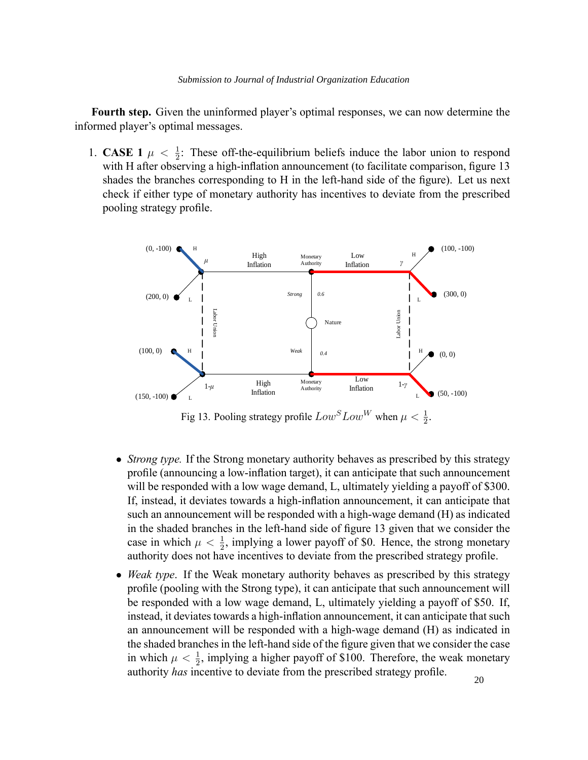**Fourth step.** Given the uninformed player's optimal responses, we can now determine the informed player's optimal messages.

1. **CASE 1** $\mu < \frac{1}{2}$: These off-the-equilibrium beliefs induce the labor union to respond with H after observing a high-inflation announcement (to facilitate comparison, figure 13 shades the branches corresponding to H in the left-hand side of the figure). Let us next check if either type of monetary authority has incentives to deviate from the prescribed pooling strategy profile.

Fig 13. Pooling strategy profile $Low^S Low^W$ when $\mu < \frac{1}{2}$.

- *Strong type.* If the Strong monetary authority behaves as prescribed by this strategy profile (announcing a low-inflation target), it can anticipate that such announcement will be responded with a low wage demand, L, ultimately yielding a payoff of \$300. If, instead, it deviates towards a high-inflation announcement, it can anticipate that such an announcement will be responded with a high-wage demand (H) as indicated in the shaded branches in the left-hand side of figure 13 given that we consider the case in which $\mu < \frac{1}{2}$, implying a lower payoff of \$0. Hence, the strong monetary authority does not have incentives to deviate from the prescribed strategy profile.
- *Weak type*. If the Weak monetary authority behaves as prescribed by this strategy profile (pooling with the Strong type), it can anticipate that such announcement will be responded with a low wage demand, L, ultimately yielding a payoff of \$50. If, instead, it deviates towards a high-inflation announcement, it can anticipate that such an announcement will be responded with a high-wage demand (H) as indicated in the shaded branches in the left-hand side of the figure given that we consider the case in which $\mu < \frac{1}{2}$, implying a higher payoff of \$100. Therefore, the weak monetary authority *has* incentive to deviate from the prescribed strategy profile.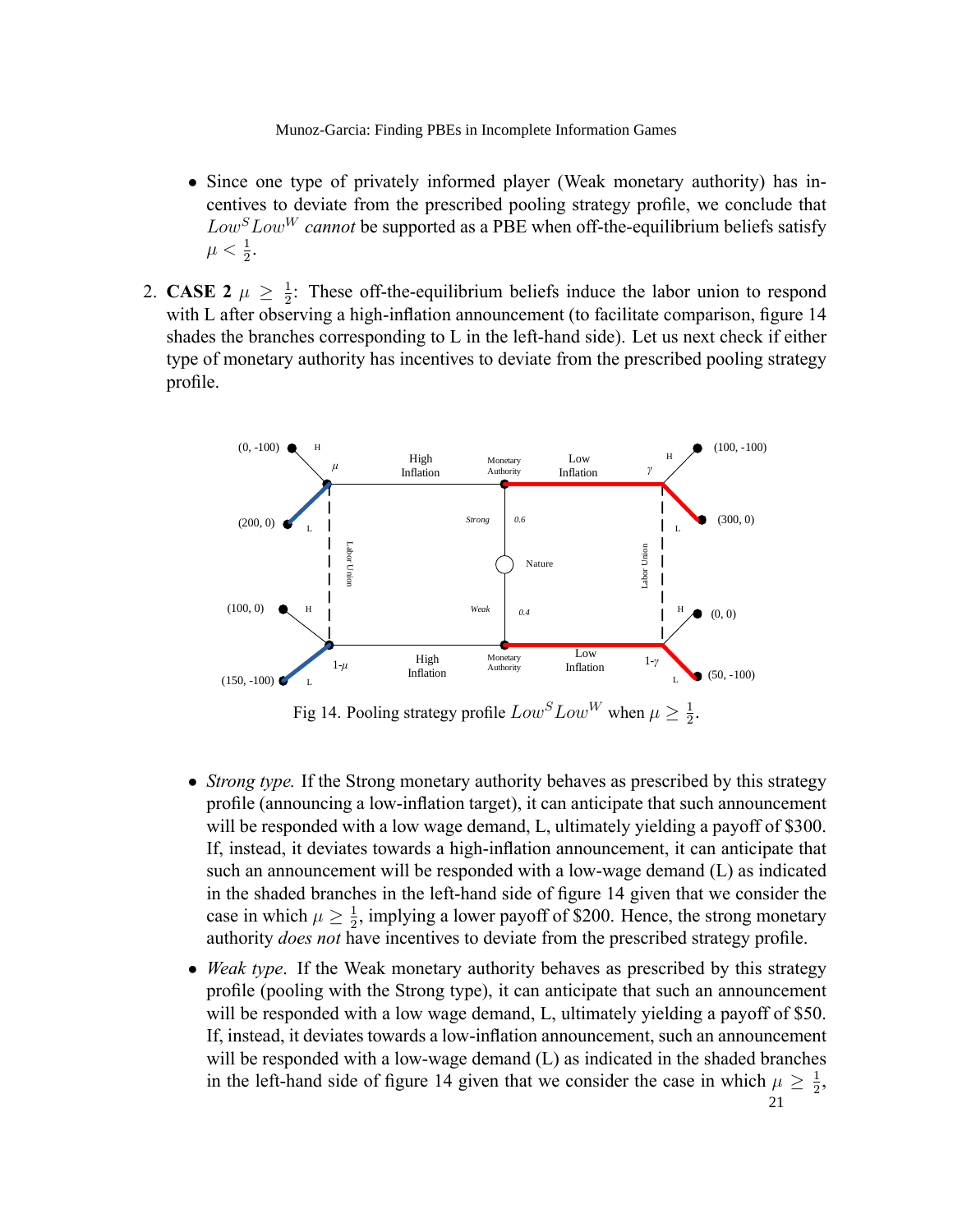- Since one type of privately informed player (Weak monetary authority) has incentives to deviate from the prescribed pooling strategy profile, we conclude that $Low^S Low^W$ *cannot* be supported as a PBE when off-the-equilibrium beliefs satisfy $\mu < \frac{1}{2}$.

2. **CASE 2** $\mu \geq \frac{1}{2}$: These off-the-equilibrium beliefs induce the labor union to respond with L after observing a high-inflation announcement (to facilitate comparison, figure 14 shades the branches corresponding to L in the left-hand side). Let us next check if either type of monetary authority has incentives to deviate from the prescribed pooling strategy profile.

Fig 14. Pooling strategy profile $Low^S Low^W$ when $\mu \geq \frac{1}{2}$.

- *Strong type.* If the Strong monetary authority behaves as prescribed by this strategy profile (announcing a low-inflation target), it can anticipate that such announcement will be responded with a low wage demand, L, ultimately yielding a payoff of $300. If, instead, it deviates towards a high-inflation announcement, it can anticipate that such an announcement will be responded with a low-wage demand (L) as indicated in the shaded branches in the left-hand side of figure 14 given that we consider the case in which $\mu \geq \frac{1}{2}$, implying a lower payoff of $200. Hence, the strong monetary authority *does not* have incentives to deviate from the prescribed strategy profile.

- *Weak type*. If the Weak monetary authority behaves as prescribed by this strategy profile (pooling with the Strong type), it can anticipate that such an announcement will be responded with a low wage demand, L, ultimately yielding a payoff of $50. If, instead, it deviates towards a low-inflation announcement, such an announcement will be responded with a low-wage demand (L) as indicated in the shaded branches in the left-hand side of figure 14 given that we consider the case in which $\mu \geq \frac{1}{2}$,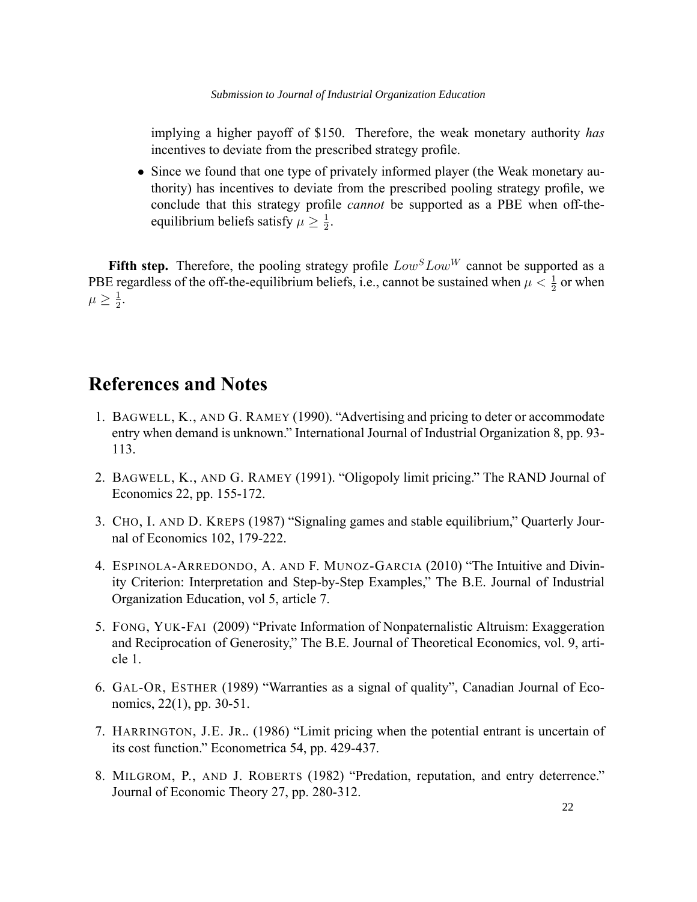implying a higher payoff of \$150. Therefore, the weak monetary authority *has* incentives to deviate from the prescribed strategy profile.

- Since we found that one type of privately informed player (the Weak monetary authority) has incentives to deviate from the prescribed pooling strategy profile, we conclude that this strategy profile *cannot* be supported as a PBE when off-the-equilibrium beliefs satisfy $\mu \geq \frac{1}{2}$.

**Fifth step.** Therefore, the pooling strategy profile $Low^S Low^W$ cannot be supported as a PBE regardless of the off-the-equilibrium beliefs, i.e., cannot be sustained when $\mu < \frac{1}{2}$ or when $\mu \geq \frac{1}{2}$.

## References and Notes

1. Bagwell, K., and G. Ramey (1990). "Advertising and pricing to deter or accommodate entry when demand is unknown." International Journal of Industrial Organization 8, pp. 93-113.
2. Bagwell, K., and G. Ramey (1991). "Oligopoly limit pricing." The RAND Journal of Economics 22, pp. 155-172.
3. Cho, I. and D. Kreps (1987) "Signaling games and stable equilibrium," Quarterly Journal of Economics 102, 179-222.
4. Espinola-Arredondo, A. and F. Munoz-Garcia (2010) "The Intuitive and Divinity Criterion: Interpretation and Step-by-Step Examples," The B.E. Journal of Industrial Organization Education, vol 5, article 7.
5. Fong, Yuk-Fai (2009) "Private Information of Nonpaternalistic Altruism: Exaggeration and Reciprocation of Generosity," The B.E. Journal of Theoretical Economics, vol. 9, article 1.
6. Gal-Or, Esther (1989) "Warranties as a signal of quality", Canadian Journal of Economics, 22(1), pp. 30-51.
7. Harrington, J.E. Jr.. (1986) "Limit pricing when the potential entrant is uncertain of its cost function." Econometrica 54, pp. 429-437.
8. Milgrom, P., and J. Roberts (1982) "Predation, reputation, and entry deterrence." Journal of Economic Theory 27, pp. 280-312.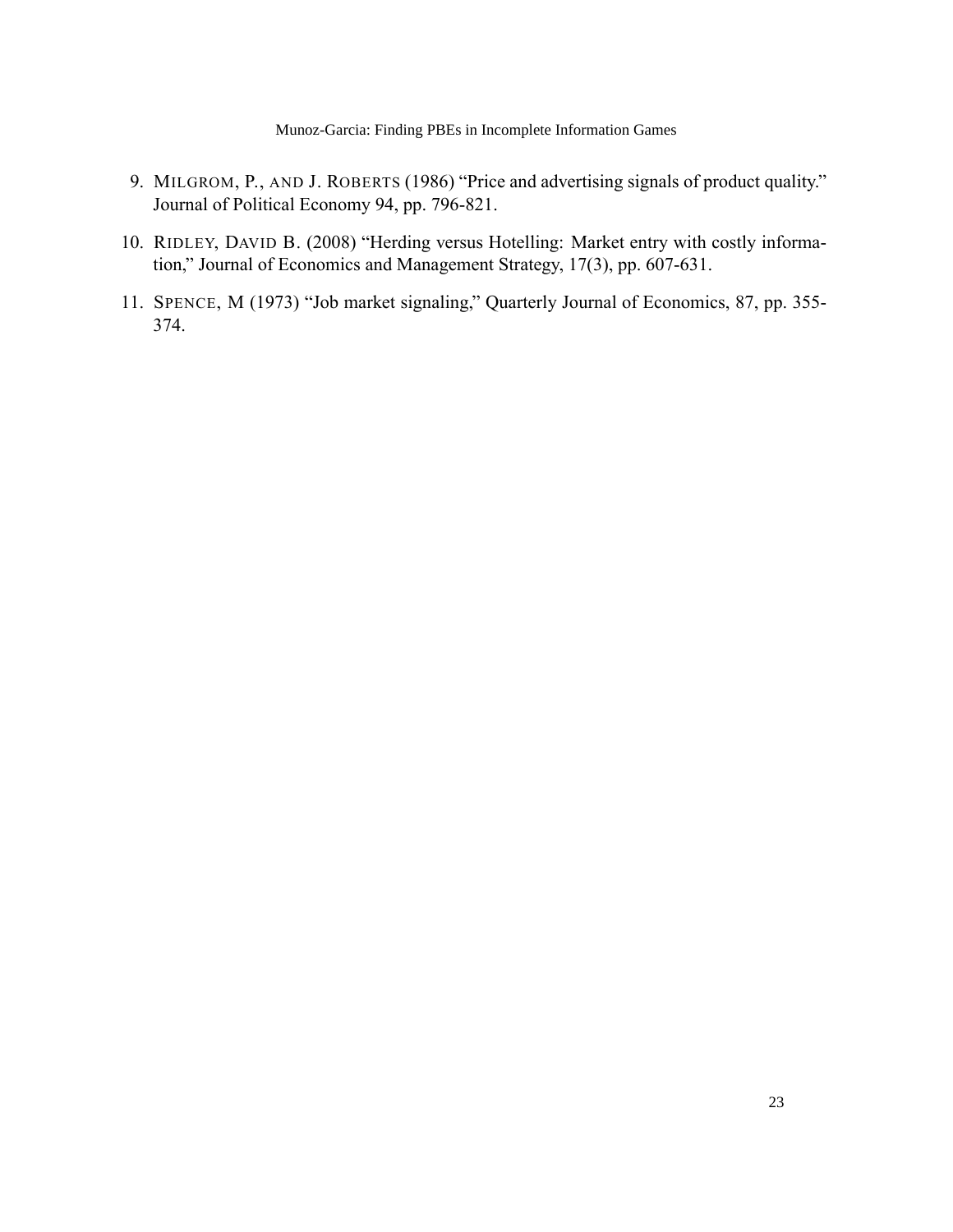9. MILGROM, P., AND J. ROBERTS (1986) "Price and advertising signals of product quality." Journal of Political Economy 94, pp. 796-821.
10. RIDLEY, DAVID B. (2008) "Herding versus Hotelling: Market entry with costly information," Journal of Economics and Management Strategy, 17(3), pp. 607-631.
11. SPENCE, M (1973) "Job market signaling," Quarterly Journal of Economics, 87, pp. 355-374.